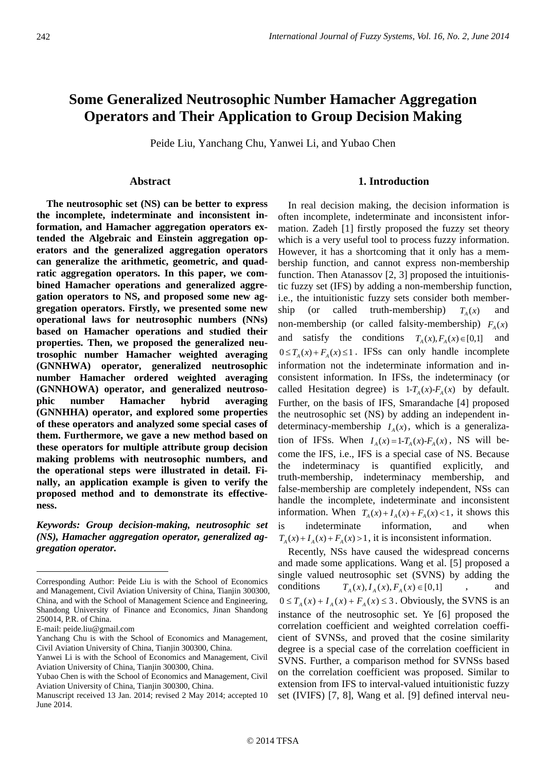# Some Generalized Neutrosophic Number Hamacher Aggregation Operators and Their Application to Group Decision Making

Peide Liu, Yanchang Chu, Yanwei Li, and Yubao Chen

## Abstract

**The neutrosophic set (NS) can be better to express the incomplete, indeterminate and inconsistent information, and Hamacher aggregation operators extended the Algebraic and Einstein aggregation operators and the generalized aggregation operators can generalize the arithmetic, geometric, and quadratic aggregation operators. In this paper, we combined Hamacher operations and generalized aggregation operators to NS, and proposed some new aggregation operators. Firstly, we presented some new operational laws for neutrosophic numbers (NNs) based on Hamacher operations and studied their properties. Then, we proposed the generalized neutrosophic number Hamacher weighted averaging (GNNHWA) operator, generalized neutrosophic number Hamacher ordered weighted averaging (GNNHOWA) operator, and generalized neutrosophic number Hamacher hybrid averaging (GNNHHA) operator, and explored some properties of these operators and analyzed some special cases of them. Furthermore, we gave a new method based on these operators for multiple attribute group decision making problems with neutrosophic numbers, and the operational steps were illustrated in detail. Finally, an application example is given to verify the proposed method and to demonstrate its effectiveness.**

***Keywords: Group decision-making, neutrosophic set (NS), Hamacher aggregation operator, generalized aggregation operator.***

---

Corresponding Author: Peide Liu is with the School of Economics and Management, Civil Aviation University of China, Tianjin 300300, China, and with the School of Management Science and Engineering, Shandong University of Finance and Economics, Jinan Shandong 250014, P.R. of China.

E-mail: peide.liu@gmail.com

Yanchang Chu is with the School of Economics and Management, Civil Aviation University of China, Tianjin 300300, China.

Yanwei Li is with the School of Economics and Management, Civil Aviation University of China, Tianjin 300300, China.

Yubao Chen is with the School of Economics and Management, Civil Aviation University of China, Tianjin 300300, China.

Manuscript received 13 Jan. 2014; revised 2 May 2014; accepted 10 June 2014.

## 1. Introduction

In real decision making, the decision information is often incomplete, indeterminate and inconsistent information. Zadeh [1] firstly proposed the fuzzy set theory which is a very useful tool to process fuzzy information. However, it has a shortcoming that it only has a membership function, and cannot express non-membership function. Then Atanassov [2, 3] proposed the intuitionistic fuzzy set (IFS) by adding a non-membership function, i.e., the intuitionistic fuzzy sets consider both membership (or called truth-membership) $T_A(x)$ and non-membership (or called falsity-membership) $F_A(x)$ and satisfy the conditions $T_A(x), F_A(x) \in [0,1]$ and $0 \le T_A(x) + F_A(x) \le 1$. IFSs can only handle incomplete information not the indeterminate information and inconsistent information. In IFSs, the indeterminacy (or called Hesitation degree) is $1\text{-}T_A(x)\text{-}F_A(x)$ by default. Further, on the basis of IFS, Smarandache [4] proposed the neutrosophic set (NS) by adding an independent indeterminacy-membership $I_A(x)$, which is a generalization of IFSs. When $I_A(x) = 1\text{-}T_A(x)\text{-}F_A(x)$, NS will become the IFS, i.e., IFS is a special case of NS. Because the indeterminacy is quantified explicitly, and truth-membership, indeterminacy membership, and false-membership are completely independent, NSs can handle the incomplete, indeterminate and inconsistent information. When $T_A(x) + I_A(x) + F_A(x) < 1$, it shows this is indeterminate information, and when $T_A(x) + I_A(x) + F_A(x) > 1$, it is inconsistent information.

Recently, NSs have caused the widespread concerns and made some applications. Wang et al. [5] proposed a single valued neutrosophic set (SVNS) by adding the conditions $T_A(x), I_A(x), F_A(x) \in [0,1]$, and $0 \le T_A(x) + I_A(x) + F_A(x) \le 3$. Obviously, the SVNS is an instance of the neutrosophic set. Ye [6] proposed the correlation coefficient and weighted correlation coefficient of SVNSs, and proved that the cosine similarity degree is a special case of the correlation coefficient in SVNS. Further, a comparison method for SVNSs based on the correlation coefficient was proposed. Similar to extension from IFS to interval-valued intuitionistic fuzzy set (IVIFS) [7, 8], Wang et al. [9] defined interval neu-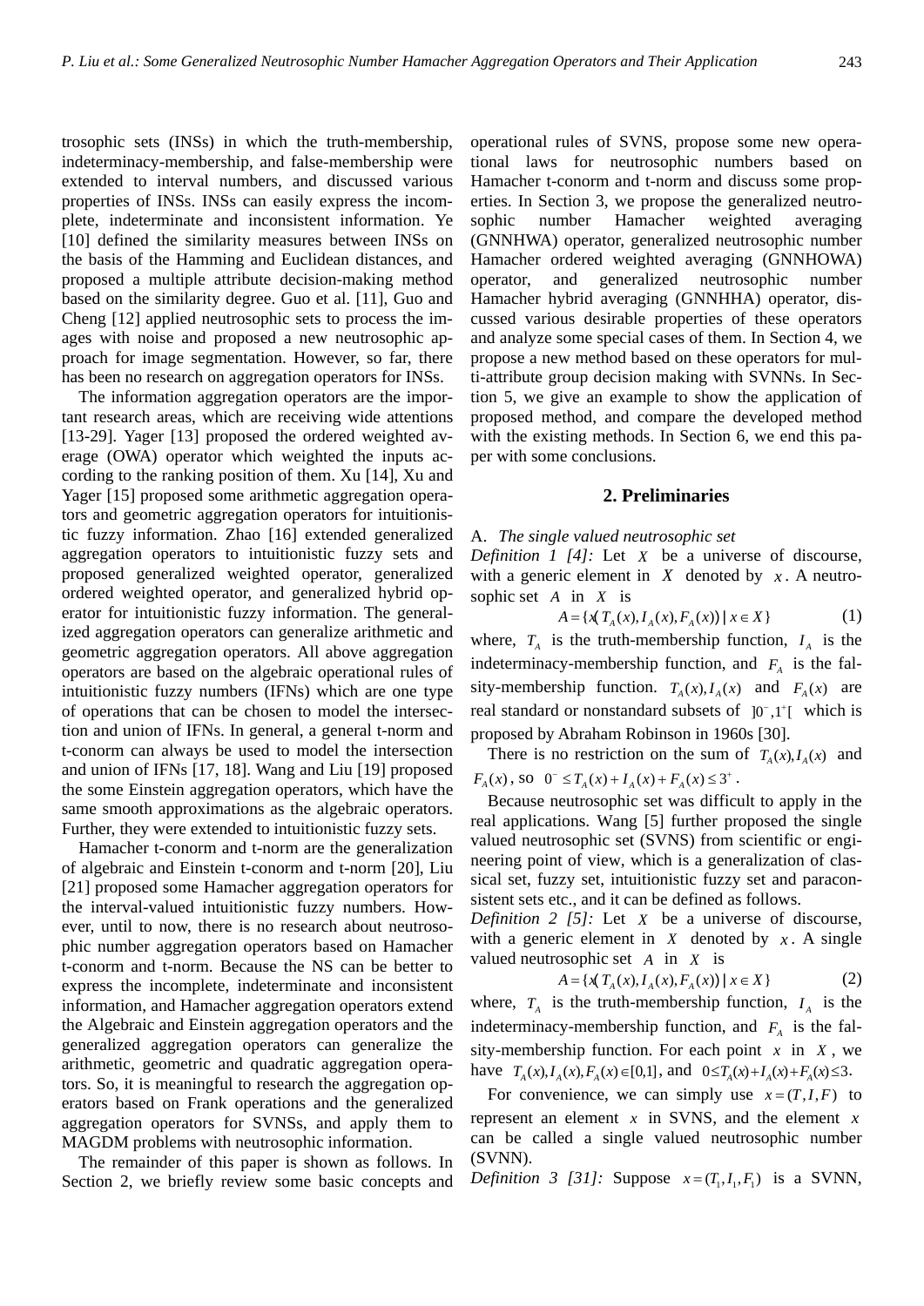trosophic sets (INSs) in which the truth-membership, indeterminacy-membership, and false-membership were extended to interval numbers, and discussed various properties of INSs. INSs can easily express the incomplete, indeterminate and inconsistent information. Ye [10] defined the similarity measures between INSs on the basis of the Hamming and Euclidean distances, and proposed a multiple attribute decision-making method based on the similarity degree. Guo et al. [11], Guo and Cheng [12] applied neutrosophic sets to process the images with noise and proposed a new neutrosophic approach for image segmentation. However, so far, there has been no research on aggregation operators for INSs.

The information aggregation operators are the important research areas, which are receiving wide attentions [13-29]. Yager [13] proposed the ordered weighted average (OWA) operator which weighted the inputs according to the ranking position of them. Xu [14], Xu and Yager [15] proposed some arithmetic aggregation operators and geometric aggregation operators for intuitionistic fuzzy information. Zhao [16] extended generalized aggregation operators to intuitionistic fuzzy sets and proposed generalized weighted operator, generalized ordered weighted operator, and generalized hybrid operator for intuitionistic fuzzy information. The generalized aggregation operators can generalize arithmetic and geometric aggregation operators. All above aggregation operators are based on the algebraic operational rules of intuitionistic fuzzy numbers (IFNs) which are one type of operations that can be chosen to model the intersection and union of IFNs. In general, a general t-norm and t-conorm can always be used to model the intersection and union of IFNs [17, 18]. Wang and Liu [19] proposed the some Einstein aggregation operators, which have the same smooth approximations as the algebraic operators. Further, they were extended to intuitionistic fuzzy sets.

Hamacher t-conorm and t-norm are the generalization of algebraic and Einstein t-conorm and t-norm [20], Liu [21] proposed some Hamacher aggregation operators for the interval-valued intuitionistic fuzzy numbers. However, until to now, there is no research about neutrosophic number aggregation operators based on Hamacher t-conorm and t-norm. Because the NS can be better to express the incomplete, indeterminate and inconsistent information, and Hamacher aggregation operators extend the Algebraic and Einstein aggregation operators and the generalized aggregation operators can generalize the arithmetic, geometric and quadratic aggregation operators. So, it is meaningful to research the aggregation operators based on Frank operations and the generalized aggregation operators for SVNSs, and apply them to MAGDM problems with neutrosophic information.

The remainder of this paper is shown as follows. In Section 2, we briefly review some basic concepts and operational rules of SVNS, propose some new operational laws for neutrosophic numbers based on Hamacher t-conorm and t-norm and discuss some properties. In Section 3, we propose the generalized neutrosophic number Hamacher weighted averaging (GNNHWA) operator, generalized neutrosophic number Hamacher ordered weighted averaging (GNNHOWA) operator, and generalized neutrosophic number Hamacher hybrid averaging (GNNHHA) operator, discussed various desirable properties of these operators and analyze some special cases of them. In Section 4, we propose a new method based on these operators for multi-attribute group decision making with SVNNs. In Section 5, we give an example to show the application of proposed method, and compare the developed method with the existing methods. In Section 6, we end this paper with some conclusions.

## 2. Preliminaries

A. *The single valued neutrosophic set*

*Definition 1 [4]:* Let $X$ be a universe of discourse, with a generic element in $X$ denoted by $x$. A neutrosophic set $A$ in $X$ is

$$A = \{x\langle T_A(x), I_A(x), F_A(x)\rangle \mid x \in X\} \tag{1}$$

where, $T_A$ is the truth-membership function, $I_A$ is the indeterminacy-membership function, and $F_A$ is the falsity-membership function. $T_A(x), I_A(x)$ and $F_A(x)$ are real standard or nonstandard subsets of $]0^-, 1^+[$ which is proposed by Abraham Robinson in 1960s [30].

There is no restriction on the sum of $T_A(x), I_A(x)$ and $F_A(x)$, so $0^- \le T_A(x) + I_A(x) + F_A(x) \le 3^+$.

Because neutrosophic set was difficult to apply in the real applications. Wang [5] further proposed the single valued neutrosophic set (SVNS) from scientific or engineering point of view, which is a generalization of classical set, fuzzy set, intuitionistic fuzzy set and paraconsistent sets etc., and it can be defined as follows.

*Definition 2 [5]:* Let $X$ be a universe of discourse, with a generic element in $X$ denoted by $x$. A single valued neutrosophic set $A$ in $X$ is

$$A = \{x\langle T_A(x), I_A(x), F_A(x)\rangle \mid x \in X\} \tag{2}$$

where, $T_A$ is the truth-membership function, $I_A$ is the indeterminacy-membership function, and $F_A$ is the falsity-membership function. For each point $x$ in $X$, we have $T_A(x), I_A(x), F_A(x) \in [0,1]$, and $0 \le T_A(x) + I_A(x) + F_A(x) \le 3$.

For convenience, we can simply use $x = (T, I, F)$ to represent an element $x$ in SVNS, and the element $x$ can be called a single valued neutrosophic number (SVNN).

*Definition 3 [31]:* Suppose $x = (T_1, I_1, F_1)$ is a SVNN,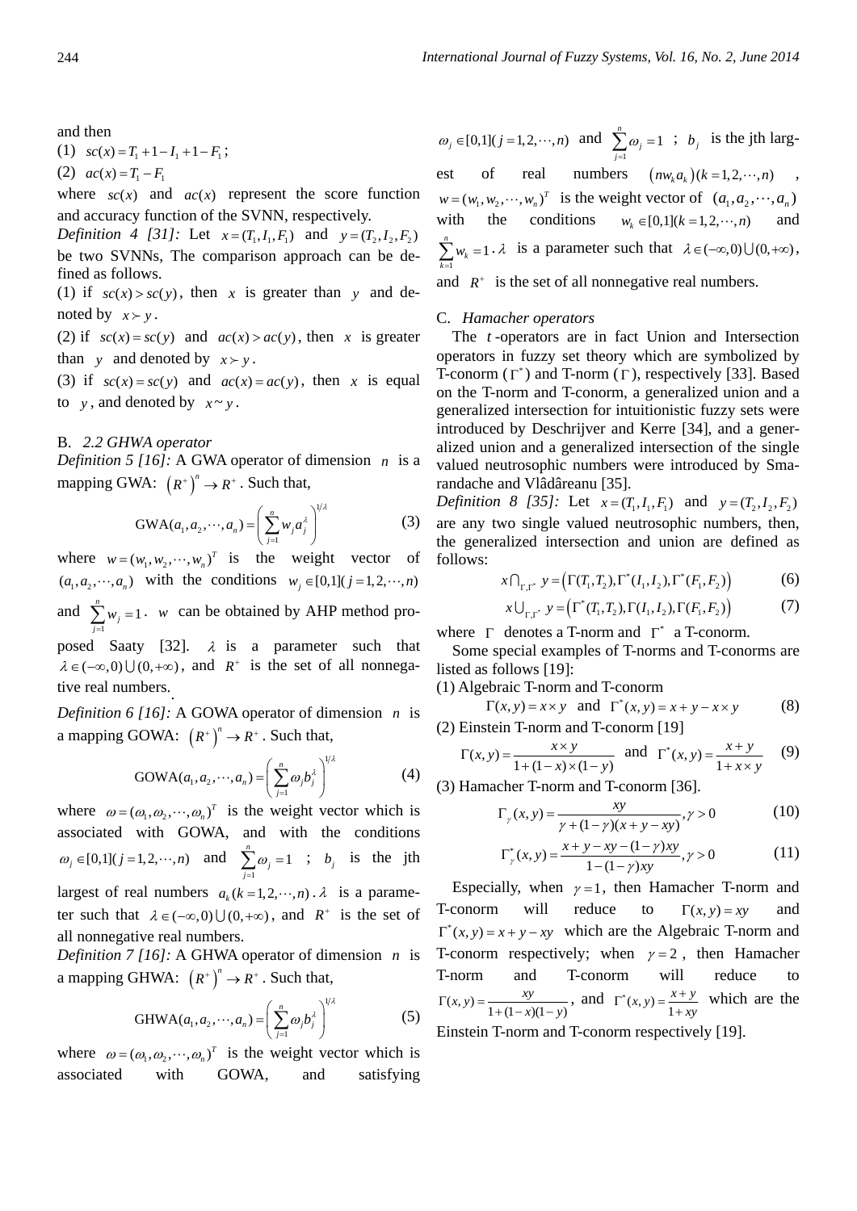and then

(1) $sc(x) = T_1 + 1 - I_1 + 1 - F_1$;

(2) $ac(x) = T_1 - F_1$

where $sc(x)$ and $ac(x)$ represent the score function and accuracy function of the SVNN, respectively.

*Definition 4 [31]:* Let $x = (T_1, I_1, F_1)$ and $y = (T_2, I_2, F_2)$ be two SVNNs, The comparison approach can be defined as follows.

(1) if $sc(x) > sc(y)$, then $x$ is greater than $y$ and denoted by $x \succ y$.

(2) if $sc(x) = sc(y)$ and $ac(x) > ac(y)$, then $x$ is greater than $y$ and denoted by $x \succ y$.

(3) if $sc(x) = sc(y)$ and $ac(x) = ac(y)$, then $x$ is equal to $y$, and denoted by $x \sim y$.

B. *2.2 GHWA operator*

*Definition 5 [16]:* A GWA operator of dimension $n$ is a mapping GWA: $\left(R^+\right)^n \to R^+$. Such that,

$$\mathrm{GWA}(a_1, a_2, \cdots, a_n) = \left(\sum_{j=1}^{n} w_j a_j^{\lambda}\right)^{1/\lambda} \tag{3}$$

where $w = (w_1, w_2, \cdots, w_n)^T$ is the weight vector of $(a_1, a_2, \cdots, a_n)$ with the conditions $w_j \in [0,1] (j = 1, 2, \cdots, n)$ and $\sum_{j=1}^{n} w_j = 1$. $w$ can be obtained by AHP method proposed Saaty [32]. $\lambda$ is a parameter such that $\lambda \in (-\infty, 0) \bigcup (0, +\infty)$, and $R^+$ is the set of all nonnegative real numbers.

*Definition 6 [16]:* A GOWA operator of dimension $n$ is a mapping GOWA: $\left(R^+\right)^n \to R^+$. Such that,

$$\mathrm{GOWA}(a_1, a_2, \cdots, a_n) = \left(\sum_{j=1}^{n} \omega_j b_j^{\lambda}\right)^{1/\lambda} \tag{4}$$

where $\omega = (\omega_1, \omega_2, \cdots, \omega_n)^T$ is the weight vector which is associated with GOWA, and with the conditions $\omega_j \in [0,1] (j = 1, 2, \cdots, n)$ and $\sum_{j=1}^{n} \omega_j = 1$ ; $b_j$ is the jth largest of real numbers $a_k (k = 1, 2, \cdots, n)$. $\lambda$ is a parameter such that $\lambda \in (-\infty, 0) \bigcup (0, +\infty)$, and $R^+$ is the set of all nonnegative real numbers.

*Definition 7 [16]:* A GHWA operator of dimension $n$ is a mapping GHWA: $\left(R^+\right)^n \to R^+$. Such that,

$$\mathrm{GHWA}(a_1, a_2, \cdots, a_n) = \left(\sum_{j=1}^{n} \omega_j b_j^{\lambda}\right)^{1/\lambda} \tag{5}$$

where $\omega = (\omega_1, \omega_2, \cdots, \omega_n)^T$ is the weight vector which is associated with GOWA, and satisfying $\omega_j \in [0,1] (j = 1, 2, \cdots, n)$ and $\sum_{j=1}^{n} \omega_j = 1$ ; $b_j$ is the jth largest of real numbers $\left(n w_k a_k\right) (k = 1, 2, \cdots, n)$, $w = (w_1, w_2, \cdots, w_n)^T$ is the weight vector of $(a_1, a_2, \cdots, a_n)$ with the conditions $w_k \in [0,1] (k = 1, 2, \cdots, n)$ and $\sum_{k=1}^{n} w_k = 1$. $\lambda$ is a parameter such that $\lambda \in (-\infty, 0) \bigcup (0, +\infty)$, and $R^+$ is the set of all nonnegative real numbers.

C. *Hamacher operators*

The $t$-operators are in fact Union and Intersection operators in fuzzy set theory which are symbolized by T-conorm ($\Gamma^*$) and T-norm ($\Gamma$), respectively [33]. Based on the T-norm and T-conorm, a generalized union and a generalized intersection for intuitionistic fuzzy sets were introduced by Deschrijver and Kerre [34], and a generalized union and a generalized intersection of the single valued neutrosophic numbers were introduced by Smarandache and Vlâdâreanu [35].

*Definition 8 [35]:* Let $x = (T_1, I_1, F_1)$ and $y = (T_2, I_2, F_2)$ are any two single valued neutrosophic numbers, then, the generalized intersection and union are defined as follows:

$$x \bigcap_{\Gamma, \Gamma^*} y = \left(\Gamma(T_1, T_2), \Gamma^*(I_1, I_2), \Gamma^*(F_1, F_2)\right) \tag{6}$$

$$x \bigcup_{\Gamma, \Gamma^*} y = \left(\Gamma^*(T_1, T_2), \Gamma(I_1, I_2), \Gamma(F_1, F_2)\right) \tag{7}$$

where $\Gamma$ denotes a T-norm and $\Gamma^*$ a T-conorm.

Some special examples of T-norms and T-conorms are listed as follows [19]:

(1) Algebraic T-norm and T-conorm

$$\Gamma(x, y) = x \times y \quad \text{and} \quad \Gamma^*(x, y) = x + y - x \times y \tag{8}$$

(2) Einstein T-norm and T-conorm [19]

$$\Gamma(x, y) = \frac{x \times y}{1 + (1 - x) \times (1 - y)} \quad \text{and} \quad \Gamma^*(x, y) = \frac{x + y}{1 + x \times y} \tag{9}$$

(3) Hamacher T-norm and T-conorm [36].

$$\Gamma_{\gamma}(x, y) = \frac{xy}{\gamma + (1 - \gamma)(x + y - xy)}, \gamma > 0 \tag{10}$$

$$\Gamma_{\gamma}^*(x, y) = \frac{x + y - xy - (1 - \gamma)xy}{1 - (1 - \gamma)xy}, \gamma > 0 \tag{11}$$

Especially, when $\gamma = 1$, then Hamacher T-norm and T-conorm will reduce to $\Gamma(x, y) = xy$ and $\Gamma^*(x, y) = x + y - xy$ which are the Algebraic T-norm and T-conorm respectively; when $\gamma = 2$, then Hamacher T-norm and T-conorm will reduce to $\Gamma(x, y) = \frac{xy}{1 + (1 - x)(1 - y)}$, and $\Gamma^*(x, y) = \frac{x + y}{1 + xy}$ which are the Einstein T-norm and T-conorm respectively [19].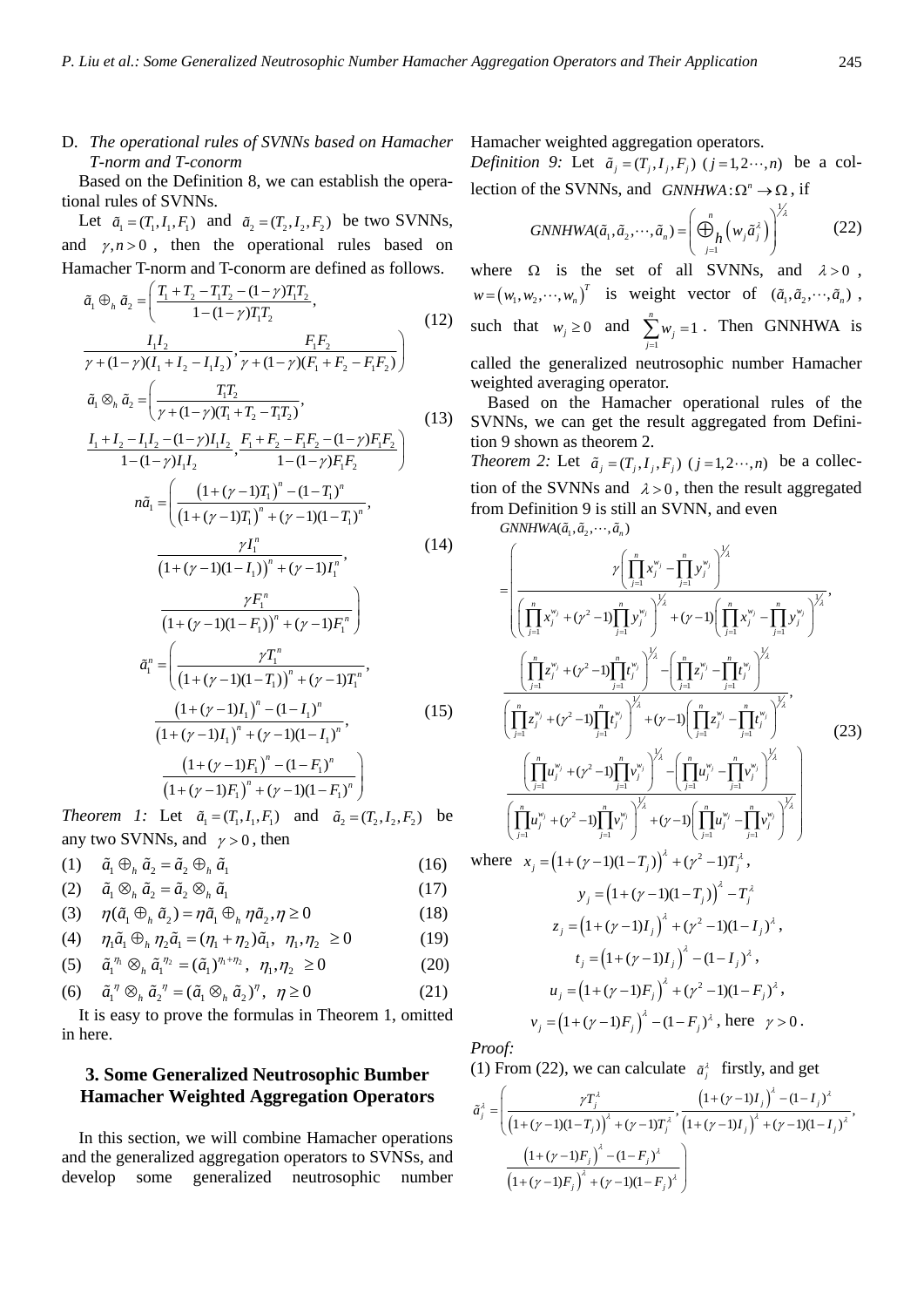D. *The operational rules of SVNNs based on Hamacher T-norm and T-conorm*

Based on the Definition 8, we can establish the operational rules of SVNNs.

Let $\tilde{a}_1 = (T_1, I_1, F_1)$ and $\tilde{a}_2 = (T_2, I_2, F_2)$ be two SVNNs, and $\gamma, n > 0$, then the operational rules based on Hamacher T-norm and T-conorm are defined as follows.

$$\tilde{a}_1 \oplus_h \tilde{a}_2 = \left( \frac{T_1 + T_2 - T_1T_2 - (1-\gamma)T_1T_2}{1-(1-\gamma)T_1T_2}, \frac{I_1I_2}{\gamma + (1-\gamma)(I_1 + I_2 - I_1I_2)}, \frac{F_1F_2}{\gamma + (1-\gamma)(F_1 + F_2 - F_1F_2)} \right) \tag{12}$$

$$\tilde{a}_1 \otimes_h \tilde{a}_2 = \left( \frac{T_1T_2}{\gamma + (1-\gamma)(T_1 + T_2 - T_1T_2)}, \frac{I_1 + I_2 - I_1I_2 - (1-\gamma)I_1I_2}{1-(1-\gamma)I_1I_2}, \frac{F_1 + F_2 - F_1F_2 - (1-\gamma)F_1F_2}{1-(1-\gamma)F_1F_2} \right) \tag{13}$$

$$n\tilde{a}_1 = \left( \frac{\left(1+(\gamma-1)T_1\right)^n - (1-T_1)^n}{\left(1+(\gamma-1)T_1\right)^n + (\gamma-1)(1-T_1)^n}, \frac{\gamma I_1^n}{\left(1+(\gamma-1)(1-I_1)\right)^n + (\gamma-1)I_1^n}, \frac{\gamma F_1^n}{\left(1+(\gamma-1)(1-F_1)\right)^n + (\gamma-1)F_1^n} \right) \tag{14}$$

$$\tilde{a}_1^n = \left( \frac{\gamma T_1^n}{\left(1+(\gamma-1)(1-T_1)\right)^n + (\gamma-1)T_1^n}, \frac{\left(1+(\gamma-1)I_1\right)^n - (1-I_1)^n}{\left(1+(\gamma-1)I_1\right)^n + (\gamma-1)(1-I_1)^n}, \frac{\left(1+(\gamma-1)F_1\right)^n - (1-F_1)^n}{\left(1+(\gamma-1)F_1\right)^n + (\gamma-1)(1-F_1)^n} \right) \tag{15}$$

*Theorem 1:* Let $\tilde{a}_1 = (T_1, I_1, F_1)$ and $\tilde{a}_2 = (T_2, I_2, F_2)$ be any two SVNNs, and $\gamma > 0$, then

(1) $\quad \tilde{a}_1 \oplus_h \tilde{a}_2 = \tilde{a}_2 \oplus_h \tilde{a}_1 \qquad (16)$

(2) $\quad \tilde{a}_1 \otimes_h \tilde{a}_2 = \tilde{a}_2 \otimes_h \tilde{a}_1 \qquad (17)$

(3) $\quad \eta(\tilde{a}_1 \oplus_h \tilde{a}_2) = \eta\tilde{a}_1 \oplus_h \eta\tilde{a}_2, \eta \geq 0 \qquad (18)$

(4) $\quad \eta_1\tilde{a}_1 \oplus_h \eta_2\tilde{a}_1 = (\eta_1 + \eta_2)\tilde{a}_1, \ \eta_1, \eta_2 \geq 0 \qquad (19)$

(5) $\quad \tilde{a}_1^{\eta_1} \otimes_h \tilde{a}_1^{\eta_2} = (\tilde{a}_1)^{\eta_1+\eta_2}, \ \eta_1, \eta_2 \geq 0 \qquad (20)$

(6) $\quad \tilde{a}_1^{\eta} \otimes_h \tilde{a}_2^{\eta} = (\tilde{a}_1 \otimes_h \tilde{a}_2)^{\eta}, \ \eta \geq 0 \qquad (21)$

It is easy to prove the formulas in Theorem 1, omitted in here.

## 3. Some Generalized Neutrosophic Bumber Hamacher Weighted Aggregation Operators

In this section, we will combine Hamacher operations and the generalized aggregation operators to SVNSs, and develop some generalized neutrosophic number Hamacher weighted aggregation operators.

*Definition 9:* Let $\tilde{a}_j = (T_j, I_j, F_j)$ $(j = 1, 2 \cdots, n)$ be a collection of the SVNNs, and $GNNHWA: \Omega^n \to \Omega$, if

$$GNNHWA(\tilde{a}_1, \tilde{a}_2, \cdots, \tilde{a}_n) = \left( \bigoplus_{h\, j=1}^{n} \left( w_j \tilde{a}_j^{\lambda} \right) \right)^{1/\lambda} \tag{22}$$

where $\Omega$ is the set of all SVNNs, and $\lambda > 0$, $w = (w_1, w_2, \cdots, w_n)^T$ is weight vector of $(\tilde{a}_1, \tilde{a}_2, \cdots, \tilde{a}_n)$, such that $w_j \geq 0$ and $\sum_{j=1}^{n} w_j = 1$. Then GNNHWA is called the generalized neutrosophic number Hamacher weighted averaging operator.

Based on the Hamacher operational rules of the SVNNs, we can get the result aggregated from Definition 9 shown as theorem 2.

*Theorem 2:* Let $\tilde{a}_j = (T_j, I_j, F_j)$ $(j = 1, 2 \cdots, n)$ be a collection of the SVNNs and $\lambda > 0$, then the result aggregated from Definition 9 is still an SVNN, and even

$$GNNHWA(\tilde{a}_1, \tilde{a}_2, \cdots, \tilde{a}_n)$$
$$= \left( \frac{\gamma \left( \prod_{j=1}^{n} x_j^{w_j} - \prod_{j=1}^{n} y_j^{w_j} \right)^{1/\lambda}}{\left( \prod_{j=1}^{n} x_j^{w_j} + (\gamma^2 - 1) \prod_{j=1}^{n} y_j^{w_j} \right)^{1/\lambda} + (\gamma - 1) \left( \prod_{j=1}^{n} x_j^{w_j} - \prod_{j=1}^{n} y_j^{w_j} \right)^{1/\lambda}}, \right.$$
$$\frac{\left( \prod_{j=1}^{n} z_j^{w_j} + (\gamma^2 - 1) \prod_{j=1}^{n} t_j^{w_j} \right)^{1/\lambda} - \left( \prod_{j=1}^{n} z_j^{w_j} - \prod_{j=1}^{n} t_j^{w_j} \right)^{1/\lambda}}{\left( \prod_{j=1}^{n} z_j^{w_j} + (\gamma^2 - 1) \prod_{j=1}^{n} t_j^{w_j} \right)^{1/\lambda} + (\gamma - 1) \left( \prod_{j=1}^{n} z_j^{w_j} - \prod_{j=1}^{n} t_j^{w_j} \right)^{1/\lambda}},$$
$$\left. \frac{\left( \prod_{j=1}^{n} u_j^{w_j} + (\gamma^2 - 1) \prod_{j=1}^{n} v_j^{w_j} \right)^{1/\lambda} - \left( \prod_{j=1}^{n} u_j^{w_j} - \prod_{j=1}^{n} v_j^{w_j} \right)^{1/\lambda}}{\left( \prod_{j=1}^{n} u_j^{w_j} + (\gamma^2 - 1) \prod_{j=1}^{n} v_j^{w_j} \right)^{1/\lambda} + (\gamma - 1) \left( \prod_{j=1}^{n} u_j^{w_j} - \prod_{j=1}^{n} v_j^{w_j} \right)^{1/\lambda}} \right) \tag{23}$$

where $x_j = \left(1 + (\gamma - 1)(1 - T_j)\right)^{\lambda} + (\gamma^2 - 1)T_j^{\lambda}$,

$y_j = \left(1 + (\gamma - 1)(1 - T_j)\right)^{\lambda} - T_j^{\lambda}$

$z_j = \left(1 + (\gamma - 1)I_j\right)^{\lambda} + (\gamma^2 - 1)(1 - I_j)^{\lambda}$,

$t_j = \left(1 + (\gamma - 1)I_j\right)^{\lambda} - (1 - I_j)^{\lambda}$,

$u_j = \left(1 + (\gamma - 1)F_j\right)^{\lambda} + (\gamma^2 - 1)(1 - F_j)^{\lambda}$,

$v_j = \left(1 + (\gamma - 1)F_j\right)^{\lambda} - (1 - F_j)^{\lambda}$, here $\gamma > 0$.

*Proof:*

(1) From (22), we can calculate $\tilde{a}_j^{\lambda}$ firstly, and get

$$\tilde{a}_j^{\lambda} = \left( \frac{\gamma T_j^{\lambda}}{\left(1 + (\gamma - 1)(1 - T_j)\right)^{\lambda} + (\gamma - 1)T_j^{\lambda}}, \frac{\left(1 + (\gamma - 1)I_j\right)^{\lambda} - (1 - I_j)^{\lambda}}{\left(1 + (\gamma - 1)I_j\right)^{\lambda} + (\gamma - 1)(1 - I_j)^{\lambda}}, \frac{\left(1 + (\gamma - 1)F_j\right)^{\lambda} - (1 - F_j)^{\lambda}}{\left(1 + (\gamma - 1)F_j\right)^{\lambda} + (\gamma - 1)(1 - F_j)^{\lambda}} \right)$$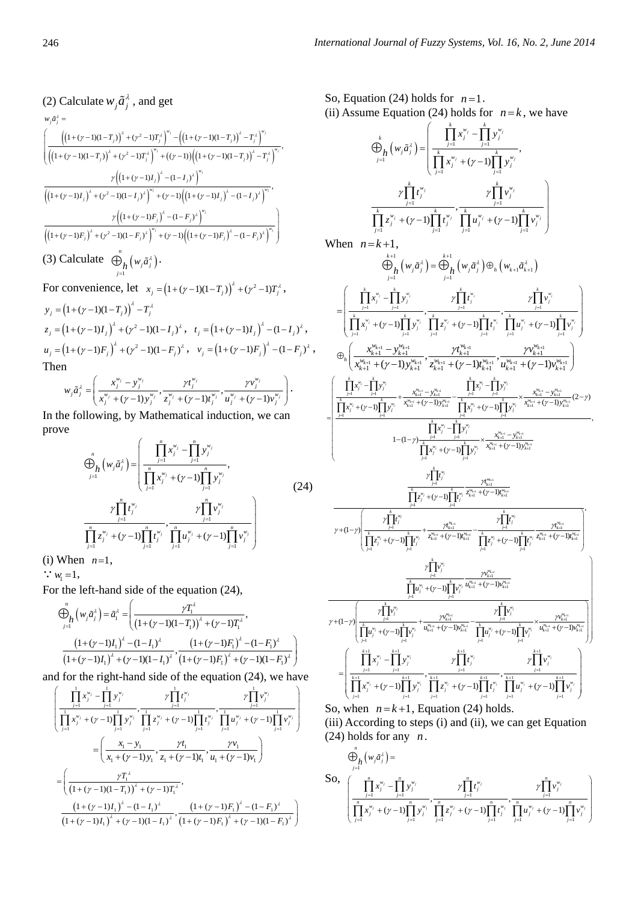(2) Calculate $w_j \tilde{a}_j^\lambda$, and get

$$w_j \tilde{a}_j^\lambda = \left( \frac{\left(\left(1+(\gamma-1)(1-T_j)\right)^\lambda + (\gamma^2-1)T_j^\lambda\right)^{w_j} - \left(\left(1+(\gamma-1)(1-T_j)\right)^\lambda - T_j^\lambda\right)^{w_j}}{\left(\left(1+(\gamma-1)(1-T_j)\right)^\lambda + (\gamma^2-1)T_j^\lambda\right)^{w_j} + \left((\gamma-1)\right)\left(\left(1+(\gamma-1)(1-T_j)\right)^\lambda - T_j^\lambda\right)^{w_j}}, \right.$$

$$\frac{\gamma\left(\left(1+(\gamma-1)I_j\right)^\lambda - (1-I_j)^\lambda\right)^{w_j}}{\left(\left(1+(\gamma-1)I_j\right)^\lambda + (\gamma^2-1)(1-I_j)^\lambda\right)^{w_j} + (\gamma-1)\left(\left(1+(\gamma-1)I_j\right)^\lambda - (1-I_j)^\lambda\right)^{w_j}},$$

$$\left. \frac{\gamma\left(\left(1+(\gamma-1)F_j\right)^\lambda - (1-F_j)^\lambda\right)^{w_j}}{\left(\left(1+(\gamma-1)F_j\right)^\lambda + (\gamma^2-1)(1-F_j)^\lambda\right)^{w_j} + (\gamma-1)\left(\left(1+(\gamma-1)F_j\right)^\lambda - (1-F_j)^\lambda\right)^{w_j}} \right)$$

(3) Calculate $\bigoplus_{h\, j=1}^{n} \left(w_j \tilde{a}_j^\lambda\right)$.

For convenience, let $x_j = \left(1+(\gamma-1)(1-T_j)\right)^\lambda + (\gamma^2-1)T_j^\lambda$,

$y_j = \left(1+(\gamma-1)(1-T_j)\right)^\lambda - T_j^\lambda$

$z_j = \left(1+(\gamma-1)I_j\right)^\lambda + (\gamma^2-1)(1-I_j)^\lambda$, $t_j = \left(1+(\gamma-1)I_j\right)^\lambda - (1-I_j)^\lambda$,

$u_j = \left(1+(\gamma-1)F_j\right)^\lambda + (\gamma^2-1)(1-F_j)^\lambda$, $v_j = \left(1+(\gamma-1)F_j\right)^\lambda - (1-F_j)^\lambda$,

Then

$$w_j \tilde{a}_j^\lambda = \left( \frac{x_j^{w_j} - y_j^{w_j}}{x_j^{w_j} + (\gamma-1)y_j^{w_j}}, \frac{\gamma t_j^{w_j}}{z_j^{w_j} + (\gamma-1)t_j^{w_j}}, \frac{\gamma v_j^{w_j}}{u_j^{w_j} + (\gamma-1)v_j^{w_j}} \right).$$

In the following, by Mathematical induction, we can prove

$$\bigoplus_{h\, j=1}^{n} \left(w_j \tilde{a}_j^\lambda\right) = \left( \frac{\prod_{j=1}^{n} x_j^{w_j} - \prod_{j=1}^{n} y_j^{w_j}}{\prod_{j=1}^{n} x_j^{w_j} + (\gamma-1)\prod_{j=1}^{n} y_j^{w_j}}, \frac{\gamma \prod_{j=1}^{n} t_j^{w_j}}{\prod_{j=1}^{n} z_j^{w_j} + (\gamma-1)\prod_{j=1}^{n} t_j^{w_j}}, \frac{\gamma \prod_{j=1}^{n} v_j^{w_j}}{\prod_{j=1}^{n} u_j^{w_j} + (\gamma-1)\prod_{j=1}^{n} v_j^{w_j}} \right) \tag{24}$$

(i) When $n=1$,

$\because w_1 = 1$,

For the left-hand side of the equation (24),

$$\bigoplus_{h\, j=1}^{n} \left(w_j \tilde{a}_j^\lambda\right) = \tilde{a}_1^\lambda = \left( \frac{\gamma T_1^\lambda}{\left(1+(\gamma-1)(1-T_1)\right)^\lambda + (\gamma-1)T_1^\lambda}, \frac{\left(1+(\gamma-1)I_1\right)^\lambda - (1-I_1)^\lambda}{\left(1+(\gamma-1)I_1\right)^\lambda + (\gamma-1)(1-I_1)^\lambda}, \frac{\left(1+(\gamma-1)F_1\right)^\lambda - (1-F_1)^\lambda}{\left(1+(\gamma-1)F_1\right)^\lambda + (\gamma-1)(1-F_1)^\lambda} \right)$$

and for the right-hand side of the equation (24), we have

$$\left( \frac{\prod_{j=1}^{1} x_j^{w_j} - \prod_{j=1}^{1} y_j^{w_j}}{\prod_{j=1}^{1} x_j^{w_j} + (\gamma-1)\prod_{j=1}^{1} y_j^{w_j}}, \frac{\gamma \prod_{j=1}^{1} t_j^{w_j}}{\prod_{j=1}^{1} z_j^{w_j} + (\gamma-1)\prod_{j=1}^{1} t_j^{w_j}}, \frac{\gamma \prod_{j=1}^{1} v_j^{w_j}}{\prod_{j=1}^{1} u_j^{w_j} + (\gamma-1)\prod_{j=1}^{1} v_j^{w_j}} \right)$$

$$= \left( \frac{x_1 - y_1}{x_1 + (\gamma-1)y_1}, \frac{\gamma t_1}{z_1 + (\gamma-1)t_1}, \frac{\gamma v_1}{u_1 + (\gamma-1)v_1} \right)$$

$$= \left( \frac{\gamma T_1^\lambda}{\left(1+(\gamma-1)(1-T_1)\right)^\lambda + (\gamma-1)T_1^\lambda}, \frac{\left(1+(\gamma-1)I_1\right)^\lambda - (1-I_1)^\lambda}{\left(1+(\gamma-1)I_1\right)^\lambda + (\gamma-1)(1-I_1)^\lambda}, \frac{\left(1+(\gamma-1)F_1\right)^\lambda - (1-F_1)^\lambda}{\left(1+(\gamma-1)F_1\right)^\lambda + (\gamma-1)(1-F_1)^\lambda} \right)$$

So, Equation (24) holds for $n=1$.

(ii) Assume Equation (24) holds for $n=k$, we have

$$\bigoplus_{h\, j=1}^{k} \left(w_j \tilde{a}_j^\lambda\right) = \left( \frac{\prod_{j=1}^{k} x_j^{w_j} - \prod_{j=1}^{k} y_j^{w_j}}{\prod_{j=1}^{k} x_j^{w_j} + (\gamma-1)\prod_{j=1}^{k} y_j^{w_j}}, \frac{\gamma \prod_{j=1}^{k} t_j^{w_j}}{\prod_{j=1}^{k} z_j^{w_j} + (\gamma-1)\prod_{j=1}^{k} t_j^{w_j}}, \frac{\gamma \prod_{j=1}^{k} v_j^{w_j}}{\prod_{j=1}^{k} u_j^{w_j} + (\gamma-1)\prod_{j=1}^{k} v_j^{w_j}} \right)$$

When $n=k+1$,

$$\bigoplus_{h\, j=1}^{k+1} \left(w_j \tilde{a}_j^\lambda\right) = \bigoplus_{h\, j=1}^{k+1} \left(w_j \tilde{a}_j^\lambda\right) \oplus_h \left(w_{k+1} \tilde{a}_{k+1}^\lambda\right)$$

$$= \left( \frac{\prod_{j=1}^{k} x_j^{w_j} - \prod_{j=1}^{k} y_j^{w_j}}{\prod_{j=1}^{k} x_j^{w_j} + (\gamma-1)\prod_{j=1}^{k} y_j^{w_j}}, \frac{\gamma \prod_{j=1}^{k} t_j^{w_j}}{\prod_{j=1}^{k} z_j^{w_j} + (\gamma-1)\prod_{j=1}^{k} t_j^{w_j}}, \frac{\gamma \prod_{j=1}^{k} v_j^{w_j}}{\prod_{j=1}^{k} u_j^{w_j} + (\gamma-1)\prod_{j=1}^{k} v_j^{w_j}} \right)$$

$$\oplus_h \left( \frac{x_{k+1}^{w_{k+1}} - y_{k+1}^{w_{k+1}}}{x_{k+1}^{w_{k+1}} + (\gamma-1)y_{k+1}^{w_{k+1}}}, \frac{\gamma t_{k+1}^{w_{k+1}}}{z_{k+1}^{w_{k+1}} + (\gamma-1)t_{k+1}^{w_{k+1}}}, \frac{\gamma v_{k+1}^{w_{k+1}}}{u_{k+1}^{w_{k+1}} + (\gamma-1)v_{k+1}^{w_{k+1}}} \right)$$

$$= \left( \frac{\frac{\prod_{j=1}^{k} x_j^{w_j} - \prod_{j=1}^{k} y_j^{w_j}}{\prod_{j=1}^{k} x_j^{w_j} + (\gamma-1)\prod_{j=1}^{k} y_j^{w_j}} + \frac{x_{k+1}^{w_{k+1}} - y_{k+1}^{w_{k+1}}}{x_{k+1}^{w_{k+1}} + (\gamma-1)y_{k+1}^{w_{k+1}}} - \frac{\prod_{j=1}^{k} x_j^{w_j} - \prod_{j=1}^{k} y_j^{w_j}}{\prod_{j=1}^{k} x_j^{w_j} + (\gamma-1)\prod_{j=1}^{k} y_j^{w_j}} \times \frac{x_{k+1}^{w_{k+1}} - y_{k+1}^{w_{k+1}}}{x_{k+1}^{w_{k+1}} + (\gamma-1)y_{k+1}^{w_{k+1}}}(2-\gamma)}{1-(1-\gamma)\frac{\prod_{j=1}^{k} x_j^{w_j} - \prod_{j=1}^{k} y_j^{w_j}}{\prod_{j=1}^{k} x_j^{w_j} + (\gamma-1)\prod_{j=1}^{k} y_j^{w_j}} \times \frac{x_{k+1}^{w_{k+1}} - y_{k+1}^{w_{k+1}}}{x_{k+1}^{w_{k+1}} + (\gamma-1)y_{k+1}^{w_{k+1}}}}, \right.$$

$$\frac{\frac{\gamma \prod_{j=1}^{k} t_j^{w_j}}{\prod_{j=1}^{k} z_j^{w_j} + (\gamma-1)\prod_{j=1}^{k} t_j^{w_j}} \cdot \frac{\gamma t_{k+1}^{w_{k+1}}}{z_{k+1}^{w_{k+1}} + (\gamma-1)t_{k+1}^{w_{k+1}}}}{\gamma + (1-\gamma)\left( \frac{\gamma \prod_{j=1}^{k} t_j^{w_j}}{\prod_{j=1}^{k} z_j^{w_j} + (\gamma-1)\prod_{j=1}^{k} t_j^{w_j}} + \frac{\gamma t_{k+1}^{w_{k+1}}}{z_{k+1}^{w_{k+1}} + (\gamma-1)t_{k+1}^{w_{k+1}}} - \frac{\gamma \prod_{j=1}^{k} t_j^{w_j}}{\prod_{j=1}^{k} z_j^{w_j} + (\gamma-1)\prod_{j=1}^{k} t_j^{w_j}} \cdot \frac{\gamma t_{k+1}^{w_{k+1}}}{z_{k+1}^{w_{k+1}} + (\gamma-1)t_{k+1}^{w_{k+1}}} \right)},$$

$$\left. \frac{\frac{\gamma \prod_{j=1}^{k} v_j^{w_j}}{\prod_{j=1}^{k} u_j^{w_j} + (\gamma-1)\prod_{j=1}^{k} v_j^{w_j}} \cdot \frac{\gamma v_{k+1}^{w_{k+1}}}{u_{k+1}^{w_{k+1}} + (\gamma-1)v_{k+1}^{w_{k+1}}}}{\gamma + (1-\gamma)\left( \frac{\gamma \prod_{j=1}^{k} v_j^{w_j}}{\prod_{j=1}^{k} u_j^{w_j} + (\gamma-1)\prod_{j=1}^{k} v_j^{w_j}} + \frac{\gamma v_{k+1}^{w_{k+1}}}{u_{k+1}^{w_{k+1}} + (\gamma-1)v_{k+1}^{w_{k+1}}} - \frac{\gamma \prod_{j=1}^{k} v_j^{w_j}}{\prod_{j=1}^{k} u_j^{w_j} + (\gamma-1)\prod_{j=1}^{k} v_j^{w_j}} \times \frac{\gamma v_{k+1}^{w_{k+1}}}{u_{k+1}^{w_{k+1}} + (\gamma-1)v_{k+1}^{w_{k+1}}} \right)} \right)$$

$$= \left( \frac{\prod_{j=1}^{k+1} x_j^{w_j} - \prod_{j=1}^{k+1} y_j^{w_j}}{\prod_{j=1}^{k+1} x_j^{w_j} + (\gamma-1)\prod_{j=1}^{k+1} y_j^{w_j}}, \frac{\gamma \prod_{j=1}^{k+1} t_j^{w_j}}{\prod_{j=1}^{k+1} z_j^{w_j} + (\gamma-1)\prod_{j=1}^{k+1} t_j^{w_j}}, \frac{\gamma \prod_{j=1}^{k+1} v_j^{w_j}}{\prod_{j=1}^{k+1} u_j^{w_j} + (\gamma-1)\prod_{j=1}^{k+1} v_j^{w_j}} \right)$$

So, when $n=k+1$, Equation (24) holds.

(iii) According to steps (i) and (ii), we can get Equation (24) holds for any $n$.

So,

$$\bigoplus_{h\, j=1}^{n} \left(w_j \tilde{a}_j^\lambda\right) = \left( \frac{\prod_{j=1}^{n} x_j^{w_j} - \prod_{j=1}^{n} y_j^{w_j}}{\prod_{j=1}^{n} x_j^{w_j} + (\gamma-1)\prod_{j=1}^{n} y_j^{w_j}}, \frac{\gamma \prod_{j=1}^{n} t_j^{w_j}}{\prod_{j=1}^{n} z_j^{w_j} + (\gamma-1)\prod_{j=1}^{n} t_j^{w_j}}, \frac{\gamma \prod_{j=1}^{n} v_j^{w_j}}{\prod_{j=1}^{n} u_j^{w_j} + (\gamma-1)\prod_{j=1}^{n} v_j^{w_j}} \right)$$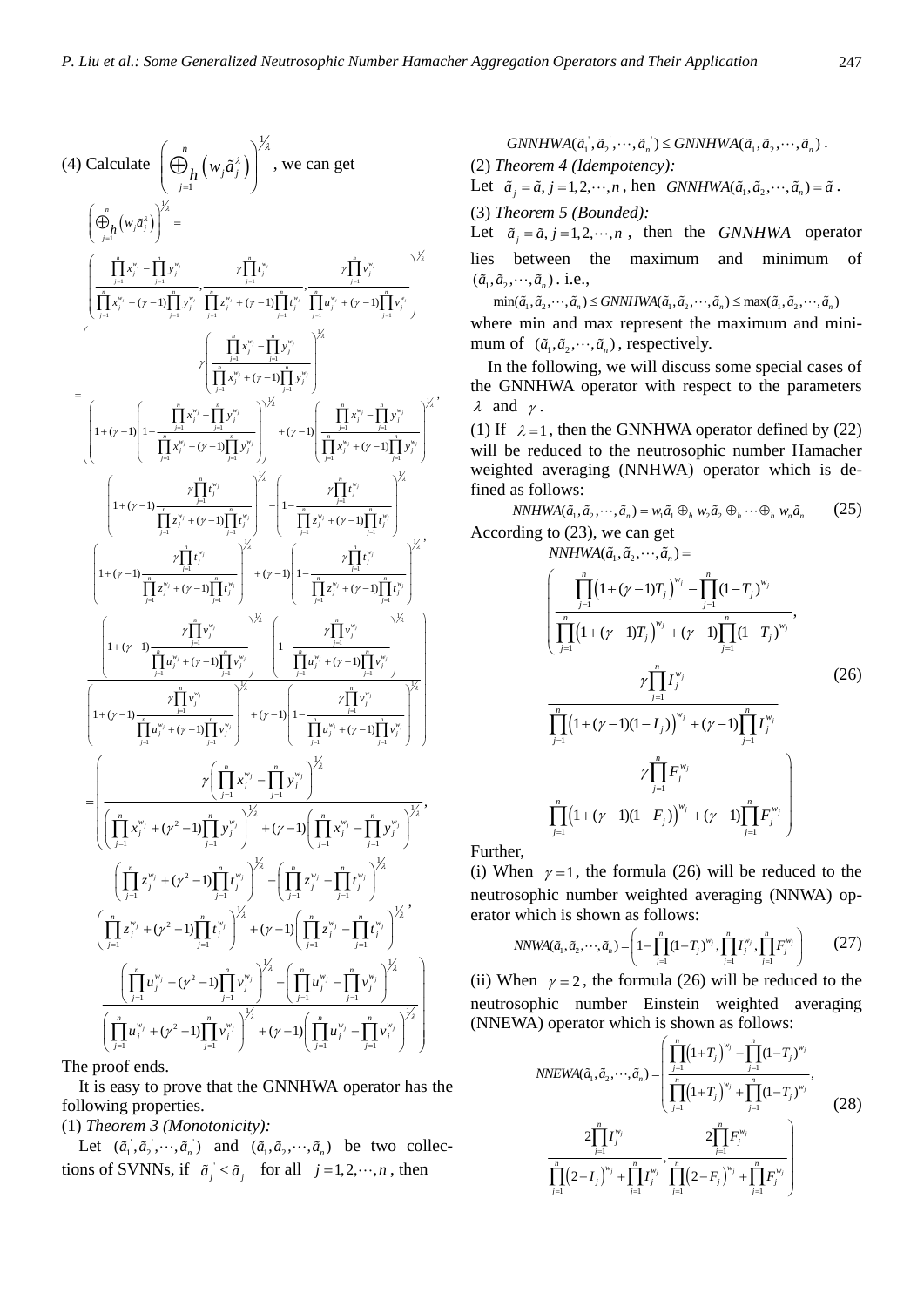(4) Calculate $\left(\bigoplus_{h}{}_{j=1}^{n}\left(w_j\tilde{a}_j^{\lambda}\right)\right)^{1/\lambda}$, we can get

$$\left(\bigoplus_{h}{}_{j=1}^{n}\left(w_j\tilde{a}_j^{\lambda}\right)\right)^{1/\lambda}=$$

$$\left(\frac{\prod_{j=1}^{n}x_j^{w_j}-\prod_{j=1}^{n}y_j^{w_j}}{\prod_{j=1}^{n}x_j^{w_j}+(\gamma-1)\prod_{j=1}^{n}y_j^{w_j}},\frac{\gamma\prod_{j=1}^{n}t_j^{w_j}}{\prod_{j=1}^{n}z_j^{w_j}+(\gamma-1)\prod_{j=1}^{n}t_j^{w_j}},\frac{\gamma\prod_{j=1}^{n}v_j^{w_j}}{\prod_{j=1}^{n}u_j^{w_j}+(\gamma-1)\prod_{j=1}^{n}v_j^{w_j}}\right)^{1/\lambda}$$

$$=\left(\frac{\gamma\left(\frac{\prod_{j=1}^{n}x_j^{w_j}-\prod_{j=1}^{n}y_j^{w_j}}{\prod_{j=1}^{n}x_j^{w_j}+(\gamma-1)\prod_{j=1}^{n}y_j^{w_j}}\right)^{1/\lambda}}{\left(1+(\gamma-1)\left(1-\frac{\prod_{j=1}^{n}x_j^{w_j}-\prod_{j=1}^{n}y_j^{w_j}}{\prod_{j=1}^{n}x_j^{w_j}+(\gamma-1)\prod_{j=1}^{n}y_j^{w_j}}\right)\right)^{1/\lambda}+(\gamma-1)\left(\frac{\prod_{j=1}^{n}x_j^{w_j}-\prod_{j=1}^{n}y_j^{w_j}}{\prod_{j=1}^{n}x_j^{w_j}+(\gamma-1)\prod_{j=1}^{n}y_j^{w_j}}\right)^{1/\lambda}},\right.$$

$$\frac{\left(1+(\gamma-1)\frac{\gamma\prod_{j=1}^{n}t_j^{w_j}}{\prod_{j=1}^{n}z_j^{w_j}+(\gamma-1)\prod_{j=1}^{n}t_j^{w_j}}\right)^{1/\lambda}-\left(1-\frac{\gamma\prod_{j=1}^{n}t_j^{w_j}}{\prod_{j=1}^{n}z_j^{w_j}+(\gamma-1)\prod_{j=1}^{n}t_j^{w_j}}\right)^{1/\lambda}}{\left(1+(\gamma-1)\frac{\gamma\prod_{j=1}^{n}t_j^{w_j}}{\prod_{j=1}^{n}z_j^{w_j}+(\gamma-1)\prod_{j=1}^{n}t_j^{w_j}}\right)^{1/\lambda}+(\gamma-1)\left(1-\frac{\gamma\prod_{j=1}^{n}t_j^{w_j}}{\prod_{j=1}^{n}z_j^{w_j}+(\gamma-1)\prod_{j=1}^{n}t_j^{w_j}}\right)^{1/\lambda}},$$

$$\left.\frac{\left(1+(\gamma-1)\frac{\gamma\prod_{j=1}^{n}v_j^{w_j}}{\prod_{j=1}^{n}u_j^{w_j}+(\gamma-1)\prod_{j=1}^{n}v_j^{w_j}}\right)^{1/\lambda}-\left(1-\frac{\gamma\prod_{j=1}^{n}v_j^{w_j}}{\prod_{j=1}^{n}u_j^{w_j}+(\gamma-1)\prod_{j=1}^{n}v_j^{w_j}}\right)^{1/\lambda}}{\left(1+(\gamma-1)\frac{\gamma\prod_{j=1}^{n}v_j^{w_j}}{\prod_{j=1}^{n}u_j^{w_j}+(\gamma-1)\prod_{j=1}^{n}v_j^{w_j}}\right)^{1/\lambda}+(\gamma-1)\left(1-\frac{\gamma\prod_{j=1}^{n}v_j^{w_j}}{\prod_{j=1}^{n}u_j^{w_j}+(\gamma-1)\prod_{j=1}^{n}v_j^{w_j}}\right)^{1/\lambda}}\right)$$

$$=\left(\frac{\gamma\left(\prod_{j=1}^{n}x_j^{w_j}-\prod_{j=1}^{n}y_j^{w_j}\right)^{1/\lambda}}{\left(\prod_{j=1}^{n}x_j^{w_j}+(\gamma^2-1)\prod_{j=1}^{n}y_j^{w_j}\right)^{1/\lambda}+(\gamma-1)\left(\prod_{j=1}^{n}x_j^{w_j}-\prod_{j=1}^{n}y_j^{w_j}\right)^{1/\lambda}},\right.$$

$$\frac{\left(\prod_{j=1}^{n}z_j^{w_j}+(\gamma^2-1)\prod_{j=1}^{n}t_j^{w_j}\right)^{1/\lambda}-\left(\prod_{j=1}^{n}z_j^{w_j}-\prod_{j=1}^{n}t_j^{w_j}\right)^{1/\lambda}}{\left(\prod_{j=1}^{n}z_j^{w_j}+(\gamma^2-1)\prod_{j=1}^{n}t_j^{w_j}\right)^{1/\lambda}+(\gamma-1)\left(\prod_{j=1}^{n}z_j^{w_j}-\prod_{j=1}^{n}t_j^{w_j}\right)^{1/\lambda}},$$

$$\left.\frac{\left(\prod_{j=1}^{n}u_j^{w_j}+(\gamma^2-1)\prod_{j=1}^{n}v_j^{w_j}\right)^{1/\lambda}-\left(\prod_{j=1}^{n}u_j^{w_j}-\prod_{j=1}^{n}v_j^{w_j}\right)^{1/\lambda}}{\left(\prod_{j=1}^{n}u_j^{w_j}+(\gamma^2-1)\prod_{j=1}^{n}v_j^{w_j}\right)^{1/\lambda}+(\gamma-1)\left(\prod_{j=1}^{n}u_j^{w_j}-\prod_{j=1}^{n}v_j^{w_j}\right)^{1/\lambda}}\right)$$

The proof ends.

It is easy to prove that the GNNHWA operator has the following properties.

(1) *Theorem 3 (Monotonicity):*

Let $(\tilde{a}_1',\tilde{a}_2',\cdots,\tilde{a}_n')$ and $(\tilde{a}_1,\tilde{a}_2,\cdots,\tilde{a}_n)$ be two collections of SVNNs, if $\tilde{a}_j'\le\tilde{a}_j$ for all $j=1,2,\cdots,n$, then

$$GNNHWA(\tilde{a}_1',\tilde{a}_2',\cdots,\tilde{a}_n')\le GNNHWA(\tilde{a}_1,\tilde{a}_2,\cdots,\tilde{a}_n).$$

(2) *Theorem 4 (Idempotency):*

Let $\tilde{a}_j=\tilde{a}, j=1,2,\cdots,n$, hen $GNNHWA(\tilde{a}_1,\tilde{a}_2,\cdots,\tilde{a}_n)=\tilde{a}$.

(3) *Theorem 5 (Bounded):*

Let $\tilde{a}_j=\tilde{a}, j=1,2,\cdots,n$, then the $GNNHWA$ operator lies between the maximum and minimum of $(\tilde{a}_1,\tilde{a}_2,\cdots,\tilde{a}_n)$. i.e.,

$$\min(\tilde{a}_1,\tilde{a}_2,\cdots,\tilde{a}_n)\le GNNHWA(\tilde{a}_1,\tilde{a}_2,\cdots,\tilde{a}_n)\le\max(\tilde{a}_1,\tilde{a}_2,\cdots,\tilde{a}_n)$$

where min and max represent the maximum and minimum of $(\tilde{a}_1,\tilde{a}_2,\cdots,\tilde{a}_n)$, respectively.

In the following, we will discuss some special cases of the GNNHWA operator with respect to the parameters $\lambda$ and $\gamma$.

(1) If $\lambda=1$, then the GNNHWA operator defined by (22) will be reduced to the neutrosophic number Hamacher weighted averaging (NNHWA) operator which is defined as follows:

$$NNHWA(\tilde{a}_1,\tilde{a}_2,\cdots,\tilde{a}_n)=w_1\tilde{a}_1\oplus_h w_2\tilde{a}_2\oplus_h\cdots\oplus_h w_n\tilde{a}_n \tag{25}$$

According to (23), we can get

$$NNHWA(\tilde{a}_1,\tilde{a}_2,\cdots,\tilde{a}_n)=$$

$$\left(\frac{\prod_{j=1}^{n}\left(1+(\gamma-1)T_j\right)^{w_j}-\prod_{j=1}^{n}(1-T_j)^{w_j}}{\prod_{j=1}^{n}\left(1+(\gamma-1)T_j\right)^{w_j}+(\gamma-1)\prod_{j=1}^{n}(1-T_j)^{w_j}},\frac{\gamma\prod_{j=1}^{n}I_j^{w_j}}{\prod_{j=1}^{n}\left(1+(\gamma-1)(1-I_j)\right)^{w_j}+(\gamma-1)\prod_{j=1}^{n}I_j^{w_j}},\frac{\gamma\prod_{j=1}^{n}F_j^{w_j}}{\prod_{j=1}^{n}\left(1+(\gamma-1)(1-F_j)\right)^{w_j}+(\gamma-1)\prod_{j=1}^{n}F_j^{w_j}}\right) \tag{26}$$

Further,

(i) When $\gamma=1$, the formula (26) will be reduced to the neutrosophic number weighted averaging (NNWA) operator which is shown as follows:

$$NNWA(\tilde{a}_1,\tilde{a}_2,\cdots,\tilde{a}_n)=\left(1-\prod_{j=1}^{n}(1-T_j)^{w_j},\prod_{j=1}^{n}I_j^{w_j},\prod_{j=1}^{n}F_j^{w_j}\right) \tag{27}$$

(ii) When $\gamma=2$, the formula (26) will be reduced to the neutrosophic number Einstein weighted averaging (NNEWA) operator which is shown as follows:

$$NNEWA(\tilde{a}_1,\tilde{a}_2,\cdots,\tilde{a}_n)=\left(\frac{\prod_{j=1}^{n}\left(1+T_j\right)^{w_j}-\prod_{j=1}^{n}(1-T_j)^{w_j}}{\prod_{j=1}^{n}\left(1+T_j\right)^{w_j}+\prod_{j=1}^{n}(1-T_j)^{w_j}},\frac{2\prod_{j=1}^{n}I_j^{w_j}}{\prod_{j=1}^{n}\left(2-I_j\right)^{w_j}+\prod_{j=1}^{n}I_j^{w_j}},\frac{2\prod_{j=1}^{n}F_j^{w_j}}{\prod_{j=1}^{n}\left(2-F_j\right)^{w_j}+\prod_{j=1}^{n}F_j^{w_j}}\right) \tag{28}$$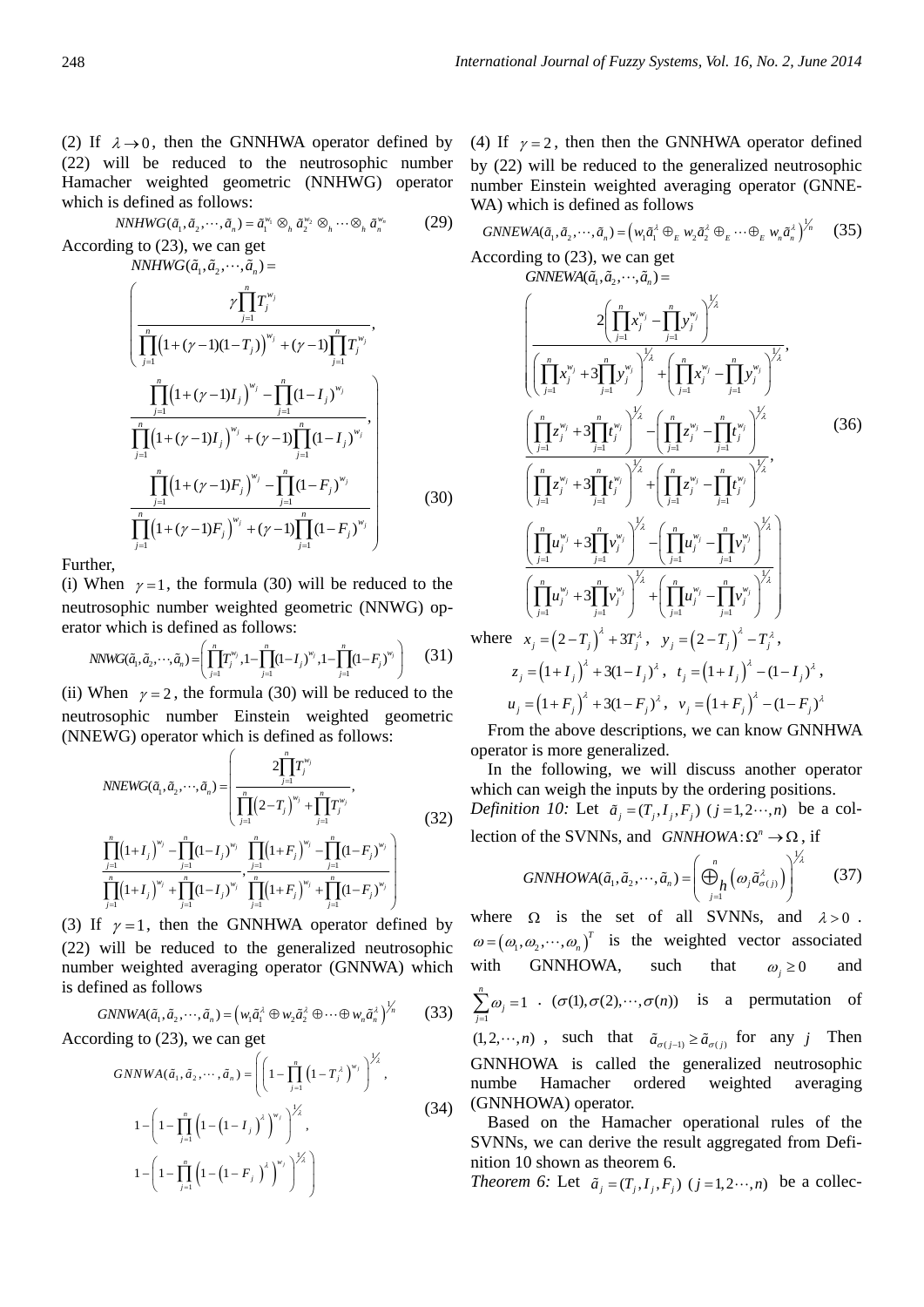(2) If $\lambda \to 0$, then the GNNHWA operator defined by (22) will be reduced to the neutrosophic number Hamacher weighted geometric (NNHWG) operator which is defined as follows:

$$NNHWG(\tilde{a}_1,\tilde{a}_2,\cdots,\tilde{a}_n)=\tilde{a}_1^{w_1}\otimes_h \tilde{a}_2^{w_2}\otimes_h\cdots\otimes_h \tilde{a}_n^{w_n} \tag{29}$$

According to (23), we can get

$$NNHWG(\tilde{a}_1,\tilde{a}_2,\cdots,\tilde{a}_n)=\left(\begin{array}{l}\dfrac{\gamma\prod_{j=1}^{n}T_j^{w_j}}{\prod_{j=1}^{n}\left(1+(\gamma-1)(1-T_j)\right)^{w_j}+(\gamma-1)\prod_{j=1}^{n}T_j^{w_j}},\\ \dfrac{\prod_{j=1}^{n}\left(1+(\gamma-1)I_j\right)^{w_j}-\prod_{j=1}^{n}(1-I_j)^{w_j}}{\prod_{j=1}^{n}\left(1+(\gamma-1)I_j\right)^{w_j}+(\gamma-1)\prod_{j=1}^{n}(1-I_j)^{w_j}},\\ \dfrac{\prod_{j=1}^{n}\left(1+(\gamma-1)F_j\right)^{w_j}-\prod_{j=1}^{n}(1-F_j)^{w_j}}{\prod_{j=1}^{n}\left(1+(\gamma-1)F_j\right)^{w_j}+(\gamma-1)\prod_{j=1}^{n}(1-F_j)^{w_j}}\end{array}\right) \tag{30}$$

Further,

(i) When $\gamma=1$, the formula (30) will be reduced to the neutrosophic number weighted geometric (NNWG) operator which is defined as follows:

$$NNWG(\tilde{a}_1,\tilde{a}_2,\cdots,\tilde{a}_n)=\left(\prod_{j=1}^{n}T_j^{w_j},1-\prod_{j=1}^{n}(1-I_j)^{w_j},1-\prod_{j=1}^{n}(1-F_j)^{w_j}\right) \tag{31}$$

(ii) When $\gamma=2$, the formula (30) will be reduced to the neutrosophic number Einstein weighted geometric (NNEWG) operator which is defined as follows:

$$NNEWG(\tilde{a}_1,\tilde{a}_2,\cdots,\tilde{a}_n)=\left(\begin{array}{l}\dfrac{2\prod_{j=1}^{n}T_j^{w_j}}{\prod_{j=1}^{n}\left(2-T_j\right)^{w_j}+\prod_{j=1}^{n}T_j^{w_j}},\\ \dfrac{\prod_{j=1}^{n}\left(1+I_j\right)^{w_j}-\prod_{j=1}^{n}(1-I_j)^{w_j}}{\prod_{j=1}^{n}\left(1+I_j\right)^{w_j}+\prod_{j=1}^{n}(1-I_j)^{w_j}},\dfrac{\prod_{j=1}^{n}\left(1+F_j\right)^{w_j}-\prod_{j=1}^{n}(1-F_j)^{w_j}}{\prod_{j=1}^{n}\left(1+F_j\right)^{w_j}+\prod_{j=1}^{n}(1-F_j)^{w_j}}\end{array}\right) \tag{32}$$

(3) If $\gamma=1$, then the GNNHWA operator defined by (22) will be reduced to the generalized neutrosophic number weighted averaging operator (GNNWA) which is defined as follows

$$GNNWA(\tilde{a}_1,\tilde{a}_2,\cdots,\tilde{a}_n)=\left(w_1\tilde{a}_1^{\lambda}\oplus w_2\tilde{a}_2^{\lambda}\oplus\cdots\oplus w_n\tilde{a}_n^{\lambda}\right)^{1/n} \tag{33}$$

According to (23), we can get

$$GNNWA(\tilde{a}_1,\tilde{a}_2,\cdots,\tilde{a}_n)=\left(\begin{array}{l}\left(1-\prod_{j=1}^{n}\left(1-T_j^{\lambda}\right)^{w_j}\right)^{1/\lambda},\\ 1-\left(1-\prod_{j=1}^{n}\left(1-\left(1-I_j\right)^{\lambda}\right)^{w_j}\right)^{1/\lambda},\\ 1-\left(1-\prod_{j=1}^{n}\left(1-\left(1-F_j\right)^{\lambda}\right)^{w_j}\right)^{1/\lambda}\end{array}\right) \tag{34}$$

(4) If $\gamma=2$, then then the GNNHWA operator defined by (22) will be reduced to the generalized neutrosophic number Einstein weighted averaging operator (GNNE-WA) which is defined as follows

$$GNNEWA(\tilde{a}_1,\tilde{a}_2,\cdots,\tilde{a}_n)=\left(w_1\tilde{a}_1^{\lambda}\oplus_E w_2\tilde{a}_2^{\lambda}\oplus_E\cdots\oplus_E w_n\tilde{a}_n^{\lambda}\right)^{1/n} \tag{35}$$

According to (23), we can get

$$GNNEWA(\tilde{a}_1,\tilde{a}_2,\cdots,\tilde{a}_n)=\left(\begin{array}{l}\dfrac{2\left(\prod_{j=1}^{n}x_j^{w_j}-\prod_{j=1}^{n}y_j^{w_j}\right)^{1/\lambda}}{\left(\prod_{j=1}^{n}x_j^{w_j}+3\prod_{j=1}^{n}y_j^{w_j}\right)^{1/\lambda}+\left(\prod_{j=1}^{n}x_j^{w_j}-\prod_{j=1}^{n}y_j^{w_j}\right)^{1/\lambda}},\\ \dfrac{\left(\prod_{j=1}^{n}z_j^{w_j}+3\prod_{j=1}^{n}t_j^{w_j}\right)^{1/\lambda}-\left(\prod_{j=1}^{n}z_j^{w_j}-\prod_{j=1}^{n}t_j^{w_j}\right)^{1/\lambda}}{\left(\prod_{j=1}^{n}z_j^{w_j}+3\prod_{j=1}^{n}t_j^{w_j}\right)^{1/\lambda}+\left(\prod_{j=1}^{n}z_j^{w_j}-\prod_{j=1}^{n}t_j^{w_j}\right)^{1/\lambda}},\\ \dfrac{\left(\prod_{j=1}^{n}u_j^{w_j}+3\prod_{j=1}^{n}v_j^{w_j}\right)^{1/\lambda}-\left(\prod_{j=1}^{n}u_j^{w_j}-\prod_{j=1}^{n}v_j^{w_j}\right)^{1/\lambda}}{\left(\prod_{j=1}^{n}u_j^{w_j}+3\prod_{j=1}^{n}v_j^{w_j}\right)^{1/\lambda}+\left(\prod_{j=1}^{n}u_j^{w_j}-\prod_{j=1}^{n}v_j^{w_j}\right)^{1/\lambda}}\end{array}\right) \tag{36}$$

where $x_j=\left(2-T_j\right)^{\lambda}+3T_j^{\lambda}$, $y_j=\left(2-T_j\right)^{\lambda}-T_j^{\lambda}$,

$z_j=\left(1+I_j\right)^{\lambda}+3(1-I_j)^{\lambda}$, $t_j=\left(1+I_j\right)^{\lambda}-(1-I_j)^{\lambda}$,

$u_j=\left(1+F_j\right)^{\lambda}+3(1-F_j)^{\lambda}$, $v_j=\left(1+F_j\right)^{\lambda}-(1-F_j)^{\lambda}$

From the above descriptions, we can know GNNHWA operator is more generalized.

In the following, we will discuss another operator which can weigh the inputs by the ordering positions.

*Definition 10:* Let $\tilde{a}_j=(T_j,I_j,F_j)$ $(j=1,2\cdots,n)$ be a collection of the SVNNs, and $GNNHOWA:\Omega^n\to\Omega$, if

$$GNNHOWA(\tilde{a}_1,\tilde{a}_2,\cdots,\tilde{a}_n)=\left(\bigoplus_{j=1}^{n}{}_h\left(\omega_j\tilde{a}_{\sigma(j)}^{\lambda}\right)\right)^{1/\lambda} \tag{37}$$

where $\Omega$ is the set of all SVNNs, and $\lambda>0$. $\omega=\left(\omega_1,\omega_2,\cdots,\omega_n\right)^T$ is the weighted vector associated with GNNHOWA, such that $\omega_j\geq 0$ and $\sum_{j=1}^{n}\omega_j=1$. $(\sigma(1),\sigma(2),\cdots,\sigma(n))$ is a permutation of $(1,2,\cdots,n)$, such that $\tilde{a}_{\sigma(j-1)}\geq\tilde{a}_{\sigma(j)}$ for any $j$ Then GNNHOWA is called the generalized neutrosophic numbe Hamacher ordered weighted averaging (GNNHOWA) operator.

Based on the Hamacher operational rules of the SVNNs, we can derive the result aggregated from Definition 10 shown as theorem 6.

*Theorem 6:* Let $\tilde{a}_j=(T_j,I_j,F_j)$ $(j=1,2\cdots,n)$ be a collec-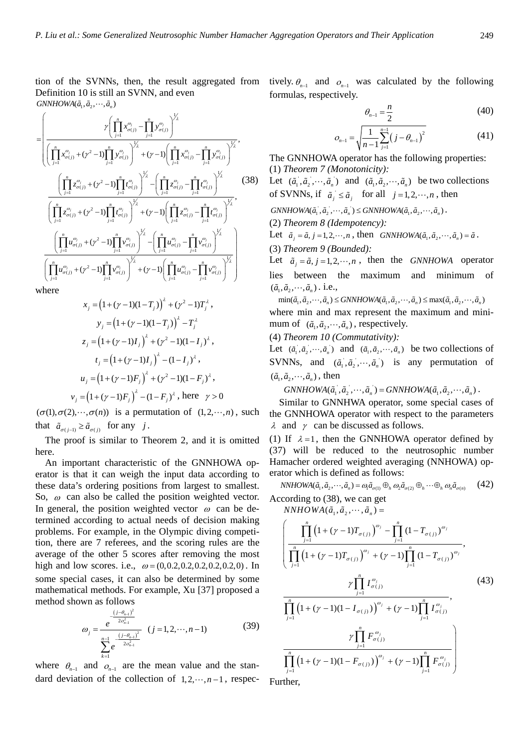tion of the SVNNs, then, the result aggregated from Definition 10 is still an SVNN, and even

$$
GNNHOWA(\tilde{a}_1,\tilde{a}_2,\cdots,\tilde{a}_n)
$$

$$
=\left(\begin{array}{l}
\dfrac{\gamma\left(\prod_{j=1}^{n}x_{\sigma(j)}^{\omega_j}-\prod_{j=1}^{n}y_{\sigma(j)}^{\omega_j}\right)^{1/\lambda}}{\left(\prod_{j=1}^{n}x_{\sigma(j)}^{\omega_j}+(\gamma^2-1)\prod_{j=1}^{n}y_{\sigma(j)}^{\omega_j}\right)^{1/\lambda}+(\gamma-1)\left(\prod_{j=1}^{n}x_{\sigma(j)}^{\omega_j}-\prod_{j=1}^{n}y_{\sigma(j)}^{\omega_j}\right)^{1/\lambda}},\\
\dfrac{\left(\prod_{j=1}^{n}z_{\sigma(j)}^{\omega_j}+(\gamma^2-1)\prod_{j=1}^{n}t_{\sigma(j)}^{\omega_j}\right)^{1/\lambda}-\left(\prod_{j=1}^{n}z_{\sigma(j)}^{\omega_j}-\prod_{j=1}^{n}t_{\sigma(j)}^{\omega_j}\right)^{1/\lambda}}{\left(\prod_{j=1}^{n}z_{\sigma(j)}^{\omega_j}+(\gamma^2-1)\prod_{j=1}^{n}t_{\sigma(j)}^{\omega_j}\right)^{1/\lambda}+(\gamma-1)\left(\prod_{j=1}^{n}z_{\sigma(j)}^{\omega_j}-\prod_{j=1}^{n}t_{\sigma(j)}^{\omega_j}\right)^{1/\lambda}},\\
\dfrac{\left(\prod_{j=1}^{n}u_{\sigma(j)}^{\omega_j}+(\gamma^2-1)\prod_{j=1}^{n}v_{\sigma(j)}^{\omega_j}\right)^{1/\lambda}-\left(\prod_{j=1}^{n}u_{\sigma(j)}^{\omega_j}-\prod_{j=1}^{n}v_{\sigma(j)}^{\omega_j}\right)^{1/\lambda}}{\left(\prod_{j=1}^{n}u_{\sigma(j)}^{\omega_j}+(\gamma^2-1)\prod_{j=1}^{n}v_{\sigma(j)}^{\omega_j}\right)^{1/\lambda}+(\gamma-1)\left(\prod_{j=1}^{n}u_{\sigma(j)}^{\omega_j}-\prod_{j=1}^{n}v_{\sigma(j)}^{\omega_j}\right)^{1/\lambda}}
\end{array}\right) \tag{38}
$$

where

$$x_j=\left(1+(\gamma-1)(1-T_j)\right)^{\lambda}+(\gamma^2-1)T_j^{\lambda},$$

$$y_j=\left(1+(\gamma-1)(1-T_j)\right)^{\lambda}-T_j^{\lambda}$$

$$z_j=\left(1+(\gamma-1)I_j\right)^{\lambda}+(\gamma^2-1)(1-I_j)^{\lambda},$$

$$t_j=\left(1+(\gamma-1)I_j\right)^{\lambda}-(1-I_j)^{\lambda},$$

$$u_j=\left(1+(\gamma-1)F_j\right)^{\lambda}+(\gamma^2-1)(1-F_j)^{\lambda},$$

$$v_j=\left(1+(\gamma-1)F_j\right)^{\lambda}-(1-F_j)^{\lambda},\ \text{here}\ \ \gamma>0$$

$(\sigma(1),\sigma(2),\cdots,\sigma(n))$ is a permutation of $(1,2,\cdots,n)$, such that $\tilde{a}_{\sigma(j-1)}\geq\tilde{a}_{\sigma(j)}$ for any $j$.

The proof is similar to Theorem 2, and it is omitted here.

An important characteristic of the GNNHOWA operator is that it can weigh the input data according to these data's ordering positions from largest to smallest. So, $\omega$ can also be called the position weighted vector. In general, the position weighted vector $\omega$ can be determined according to actual needs of decision making problems. For example, in the Olympic diving competition, there are 7 referees, and the scoring rules are the average of the other 5 scores after removing the most high and low scores. i.e., $\omega=(0,0.2,0.2,0.2,0.2,0.2,0)$. In some special cases, it can also be determined by some mathematical methods. For example, Xu [37] proposed a method shown as follows

$$
\omega_j=\frac{e^{-\frac{(j-\theta_{n-1})^2}{2o_{n-1}^2}}}{\sum_{k=1}^{n-1}e^{-\frac{(j-\theta_{n-1})^2}{2o_{n-1}^2}}}\quad(j=1,2,\cdots,n-1) \tag{39}
$$

where $\theta_{n-1}$ and $o_{n-1}$ are the mean value and the standard deviation of the collection of $1,2,\cdots,n-1$, respectively. $\theta_{n-1}$ and $o_{n-1}$ was calculated by the following formulas, respectively.

$$
\theta_{n-1}=\frac{n}{2} \tag{40}
$$

$$
o_{n-1}=\sqrt{\frac{1}{n-1}\sum_{j=1}^{n-1}\left(j-\theta_{n-1}\right)^2} \tag{41}
$$

The GNNHOWA operator has the following properties:

(1) *Theorem 7 (Monotonicity):*

Let $(\tilde{a}_1^{'},\tilde{a}_2^{'},\cdots,\tilde{a}_n^{'})$ and $(\tilde{a}_1,\tilde{a}_2,\cdots,\tilde{a}_n)$ be two collections of SVNNs, if $\tilde{a}_j^{'}\leq\tilde{a}_j$ for all $j=1,2,\cdots,n$, then

$GNNHOWA(\tilde{a}_1^{'},\tilde{a}_2^{'},\cdots,\tilde{a}_n^{'})\leq GNNHOWA(\tilde{a}_1,\tilde{a}_2,\cdots,\tilde{a}_n)$.

(2) *Theorem 8 (Idempotency):*

Let $\tilde{a}_j=\tilde{a},\ j=1,2,\cdots,n$, then $GNNHOWA(\tilde{a}_1,\tilde{a}_2,\cdots,\tilde{a}_n)=\tilde{a}$.

(3) *Theorem 9 (Bounded):*

Let $\tilde{a}_j=\tilde{a},\ j=1,2,\cdots,n$, then the $GNNHOWA$ operator lies between the maximum and minimum of $(\tilde{a}_1,\tilde{a}_2,\cdots,\tilde{a}_n)$. i.e.,

$\min(\tilde{a}_1,\tilde{a}_2,\cdots,\tilde{a}_n)\leq GNNHOWA(\tilde{a}_1,\tilde{a}_2,\cdots,\tilde{a}_n)\leq\max(\tilde{a}_1,\tilde{a}_2,\cdots,\tilde{a}_n)$

where min and max represent the maximum and minimum of $(\tilde{a}_1,\tilde{a}_2,\cdots,\tilde{a}_n)$, respectively.

(4) *Theorem 10 (Commutativity):*

Let $(\tilde{a}_1^{'},\tilde{a}_2^{'},\cdots,\tilde{a}_n^{'})$ and $(\tilde{a}_1,\tilde{a}_2,\cdots,\tilde{a}_n)$ be two collections of SVNNs, and $(\tilde{a}_1^{'},\tilde{a}_2^{'},\cdots,\tilde{a}_n^{'})$ is any permutation of $(\tilde{a}_1,\tilde{a}_2,\cdots,\tilde{a}_n)$, then

$GNNHOWA(\tilde{a}_1^{'},\tilde{a}_2^{'},\cdots,\tilde{a}_n^{'})=GNNHOWA(\tilde{a}_1,\tilde{a}_2,\cdots,\tilde{a}_n)$.

Similar to GNNHWA operator, some special cases of the GNNHOWA operator with respect to the parameters $\lambda$ and $\gamma$ can be discussed as follows.

(1) If $\lambda=1$, then the GNNHOWA operator defined by (37) will be reduced to the neutrosophic number Hamacher ordered weighted averaging (NNHOWA) operator which is defined as follows:

$$
NNHOWA(\tilde{a}_1,\tilde{a}_2,\cdots,\tilde{a}_n)=\omega_1\tilde{a}_{\sigma(1)}\oplus_h\omega_2\tilde{a}_{\sigma(2)}\oplus_h\cdots\oplus_h\omega_n\tilde{a}_{\sigma(n)} \tag{42}
$$

According to (38), we can get

$$
NNHOWA(\tilde{a}_1,\tilde{a}_2,\cdots,\tilde{a}_n)=
$$

$$
\left(\begin{array}{l}
\dfrac{\prod_{j=1}^{n}\left(1+(\gamma-1)T_{\sigma(j)}\right)^{\omega_j}-\prod_{j=1}^{n}(1-T_{\sigma(j)})^{\omega_j}}{\prod_{j=1}^{n}\left(1+(\gamma-1)T_{\sigma(j)}\right)^{\omega_j}+(\gamma-1)\prod_{j=1}^{n}(1-T_{\sigma(j)})^{\omega_j}},\\
\dfrac{\gamma\prod_{j=1}^{n}I_{\sigma(j)}^{\omega_j}}{\prod_{j=1}^{n}\left(1+(\gamma-1)(1-I_{\sigma(j)})\right)^{\omega_j}+(\gamma-1)\prod_{j=1}^{n}I_{\sigma(j)}^{\omega_j}},\\
\dfrac{\gamma\prod_{j=1}^{n}F_{\sigma(j)}^{\omega_j}}{\prod_{j=1}^{n}\left(1+(\gamma-1)(1-F_{\sigma(j)})\right)^{\omega_j}+(\gamma-1)\prod_{j=1}^{n}F_{\sigma(j)}^{\omega_j}}
\end{array}\right) \tag{43}
$$

Further,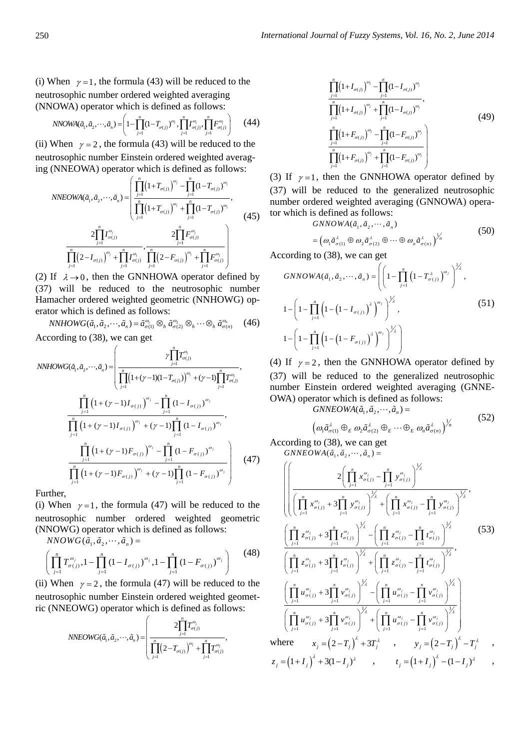(i) When $\gamma = 1$, the formula (43) will be reduced to the neutrosophic number ordered weighted averaging (NNOWA) operator which is defined as follows:

$$NNOWA(\tilde{a}_1, \tilde{a}_2, \cdots, \tilde{a}_n) = \left(1 - \prod_{j=1}^{n}(1 - T_{\sigma(j)})^{\omega_j}, \prod_{j=1}^{n} I_{\sigma(j)}^{\omega_j}, \prod_{j=1}^{n} F_{\sigma(j)}^{\omega_j}\right) \quad (44)$$

(ii) When $\gamma = 2$, the formula (43) will be reduced to the neutrosophic number Einstein ordered weighted averaging (NNEOWA) operator which is defined as follows:

$$NNEOWA(\tilde{a}_1, \tilde{a}_2, \cdots, \tilde{a}_n) = \left( \frac{\prod_{j=1}^{n}\left(1 + T_{\sigma(j)}\right)^{\omega_j} - \prod_{j=1}^{n}(1 - T_{\sigma(j)})^{\omega_j}}{\prod_{j=1}^{n}\left(1 + T_{\sigma(j)}\right)^{\omega_j} + \prod_{j=1}^{n}(1 - T_{\sigma(j)})^{\omega_j}}, \frac{2\prod_{j=1}^{n} I_{\sigma(j)}^{\omega_j}}{\prod_{j=1}^{n}\left(2 - I_{\sigma(j)}\right)^{\omega_j} + \prod_{j=1}^{n} I_{\sigma(j)}^{\omega_j}}, \frac{2\prod_{j=1}^{n} F_{\sigma(j)}^{\omega_j}}{\prod_{j=1}^{n}\left(2 - F_{\sigma(j)}\right)^{\omega_j} + \prod_{j=1}^{n} F_{\sigma(j)}^{\omega_j}} \right) \quad (45)$$

(2) If $\lambda \to 0$, then the GNNHOWA operator defined by (37) will be reduced to the neutrosophic number Hamacher ordered weighted geometric (NNHOWG) operator which is defined as follows:

$$NNHOWG(\tilde{a}_1, \tilde{a}_2, \cdots, \tilde{a}_n) = \tilde{a}_{\sigma(1)}^{\omega_1} \otimes_h \tilde{a}_{\sigma(2)}^{\omega_2} \otimes_h \cdots \otimes_h \tilde{a}_{\sigma(n)}^{\omega_n} \quad (46)$$

According to (38), we can get

$$NNHOWG(\tilde{a}_1, \tilde{a}_2, \cdots, \tilde{a}_n) = \left( \frac{\gamma \prod_{j=1}^{n} T_{\sigma(j)}^{\omega_j}}{\prod_{j=1}^{n}\left(1 + (\gamma - 1)(1 - T_{\sigma(j)})\right)^{\omega_j} + (\gamma - 1)\prod_{j=1}^{n} T_{\sigma(j)}^{\omega_j}}, \frac{\prod_{j=1}^{n}\left(1 + (\gamma - 1) I_{\sigma(j)}\right)^{\omega_j} - \prod_{j=1}^{n}\left(1 - I_{\sigma(j)}\right)^{\omega_j}}{\prod_{j=1}^{n}\left(1 + (\gamma - 1) I_{\sigma(j)}\right)^{\omega_j} + (\gamma - 1)\prod_{j=1}^{n}\left(1 - I_{\sigma(j)}\right)^{\omega_j}}, \frac{\prod_{j=1}^{n}\left(1 + (\gamma - 1) F_{\sigma(j)}\right)^{\omega_j} - \prod_{j=1}^{n}\left(1 - F_{\sigma(j)}\right)^{\omega_j}}{\prod_{j=1}^{n}\left(1 + (\gamma - 1) F_{\sigma(j)}\right)^{\omega_j} + (\gamma - 1)\prod_{j=1}^{n}\left(1 - F_{\sigma(j)}\right)^{\omega_j}} \right) \quad (47)$$

Further,

(i) When $\gamma = 1$, the formula (47) will be reduced to the neutrosophic number ordered weighted geometric (NNOWG) operator which is defined as follows:

$$NNOWG(\tilde{a}_1, \tilde{a}_2, \cdots, \tilde{a}_n) = \left( \prod_{j=1}^{n} T_{\sigma(j)}^{\omega_j}, 1 - \prod_{j=1}^{n}\left(1 - I_{\sigma(j)}\right)^{\omega_j}, 1 - \prod_{j=1}^{n}\left(1 - F_{\sigma(j)}\right)^{\omega_j} \right) \quad (48)$$

(ii) When $\gamma = 2$, the formula (47) will be reduced to the neutrosophic number Einstein ordered weighted geometric (NNEOWG) operator which is defined as follows:

$$NNEOWG(\tilde{a}_1, \tilde{a}_2, \cdots, \tilde{a}_n) = \left( \frac{2\prod_{j=1}^{n} T_{\sigma(j)}^{\omega_j}}{\prod_{j=1}^{n}\left(2 - T_{\sigma(j)}\right)^{\omega_j} + \prod_{j=1}^{n} T_{\sigma(j)}^{\omega_j}}, \frac{\prod_{j=1}^{n}\left(1 + I_{\sigma(j)}\right)^{\omega_j} - \prod_{j=1}^{n}(1 - I_{\sigma(j)})^{\omega_j}}{\prod_{j=1}^{n}\left(1 + I_{\sigma(j)}\right)^{\omega_j} + \prod_{j=1}^{n}(1 - I_{\sigma(j)})^{\omega_j}}, \frac{\prod_{j=1}^{n}\left(1 + F_{\sigma(j)}\right)^{\omega_j} - \prod_{j=1}^{n}(1 - F_{\sigma(j)})^{\omega_j}}{\prod_{j=1}^{n}\left(1 + F_{\sigma(j)}\right)^{\omega_j} + \prod_{j=1}^{n}(1 - F_{\sigma(j)})^{\omega_j}} \right) \quad (49)$$

(3) If $\gamma = 1$, then the GNNHOWA operator defined by (37) will be reduced to the generalized neutrosophic number ordered weighted averaging (GNNOWA) operator which is defined as follows:

$$GNNOWA(\tilde{a}_1, \tilde{a}_2, \cdots, \tilde{a}_n) = \left(\omega_1 \tilde{a}_{\sigma(1)}^{\lambda} \oplus \omega_2 \tilde{a}_{\sigma(2)}^{\lambda} \oplus \cdots \oplus \omega_n \tilde{a}_{\sigma(n)}^{\lambda}\right)^{1/n} \quad (50)$$

According to (38), we can get

$$GNNOWA(\tilde{a}_1, \tilde{a}_2, \cdots, \tilde{a}_n) = \left( \left(1 - \prod_{j=1}^{n}\left(1 - T_{\sigma(j)}^{\lambda}\right)^{\omega_j}\right)^{1/\lambda}, 1 - \left(1 - \prod_{j=1}^{n}\left(1 - \left(1 - I_{\sigma(j)}\right)^{\lambda}\right)^{\omega_j}\right)^{1/\lambda}, 1 - \left(1 - \prod_{j=1}^{n}\left(1 - \left(1 - F_{\sigma(j)}\right)^{\lambda}\right)^{\omega_j}\right)^{1/\lambda} \right) \quad (51)$$

(4) If $\gamma = 2$, then the GNNHOWA operator defined by (37) will be reduced to the generalized neutrosophic number Einstein ordered weighted averaging (GNNEOWA) operator which is defined as follows:

$$GNNEOWA(\tilde{a}_1, \tilde{a}_2, \cdots, \tilde{a}_n) = \left(\omega_1 \tilde{a}_{\sigma(1)}^{\lambda} \oplus_E \omega_2 \tilde{a}_{\sigma(2)}^{\lambda} \oplus_E \cdots \oplus_E \omega_n \tilde{a}_{\sigma(n)}^{\lambda}\right)^{1/n} \quad (52)$$

According to (38), we can get

$$GNNEOWA(\tilde{a}_1, \tilde{a}_2, \cdots, \tilde{a}_n) = \left( \frac{2\left(\prod_{j=1}^{n} x_{\sigma(j)}^{\omega_j} - \prod_{j=1}^{n} y_{\sigma(j)}^{\omega_j}\right)^{1/\lambda}}{\left(\prod_{j=1}^{n} x_{\sigma(j)}^{\omega_j} + 3\prod_{j=1}^{n} y_{\sigma(j)}^{\omega_j}\right)^{1/\lambda} + \left(\prod_{j=1}^{n} x_{\sigma(j)}^{\omega_j} - \prod_{j=1}^{n} y_{\sigma(j)}^{\omega_j}\right)^{1/\lambda}}, \frac{\left(\prod_{j=1}^{n} z_{\sigma(j)}^{\omega_j} + 3\prod_{j=1}^{n} t_{\sigma(j)}^{\omega_j}\right)^{1/\lambda} - \left(\prod_{j=1}^{n} z_{\sigma(j)}^{\omega_j} - \prod_{j=1}^{n} t_{\sigma(j)}^{\omega_j}\right)^{1/\lambda}}{\left(\prod_{j=1}^{n} z_{\sigma(j)}^{\omega_j} + 3\prod_{j=1}^{n} t_{\sigma(j)}^{\omega_j}\right)^{1/\lambda} + \left(\prod_{j=1}^{n} z_{\sigma(j)}^{\omega_j} - \prod_{j=1}^{n} t_{\sigma(j)}^{\omega_j}\right)^{1/\lambda}}, \frac{\left(\prod_{j=1}^{n} u_{\sigma(j)}^{\omega_j} + 3\prod_{j=1}^{n} v_{\sigma(j)}^{\omega_j}\right)^{1/\lambda} - \left(\prod_{j=1}^{n} u_{\sigma(j)}^{\omega_j} - \prod_{j=1}^{n} v_{\sigma(j)}^{\omega_j}\right)^{1/\lambda}}{\left(\prod_{j=1}^{n} u_{\sigma(j)}^{\omega_j} + 3\prod_{j=1}^{n} v_{\sigma(j)}^{\omega_j}\right)^{1/\lambda} + \left(\prod_{j=1}^{n} u_{\sigma(j)}^{\omega_j} - \prod_{j=1}^{n} v_{\sigma(j)}^{\omega_j}\right)^{1/\lambda}} \right) \quad (53)$$

where $x_j = \left(2 - T_j\right)^{\lambda} + 3T_j^{\lambda}$, $y_j = \left(2 - T_j\right)^{\lambda} - T_j^{\lambda}$, $z_j = \left(1 + I_j\right)^{\lambda} + 3(1 - I_j)^{\lambda}$, $t_j = \left(1 + I_j\right)^{\lambda} - (1 - I_j)^{\lambda}$,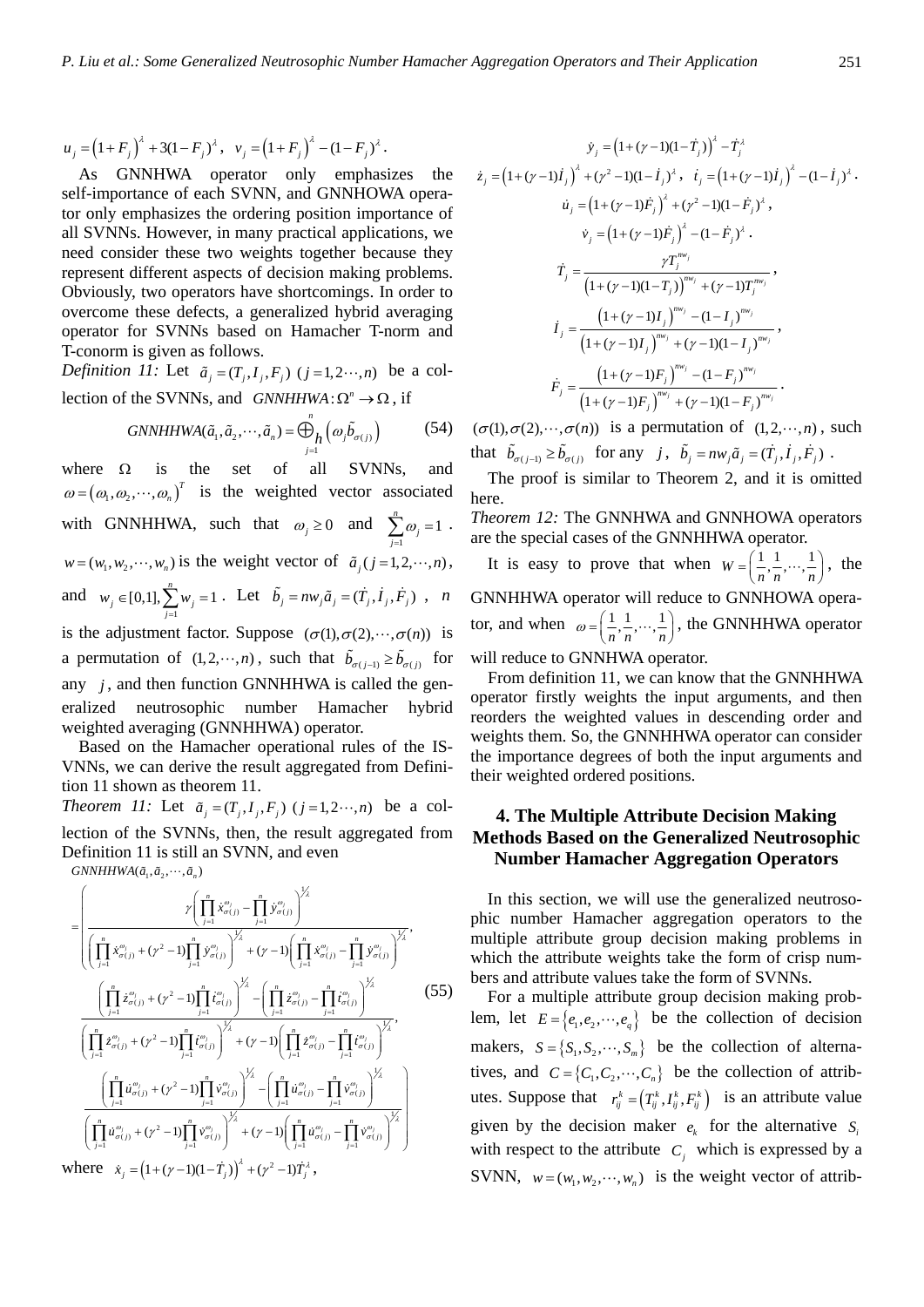$u_j = \left(1+F_j\right)^{\lambda} + 3(1-F_j)^{\lambda}$, $v_j = \left(1+F_j\right)^{\lambda} - (1-F_j)^{\lambda}$.

As GNNHWA operator only emphasizes the self-importance of each SVNN, and GNNHOWA operator only emphasizes the ordering position importance of all SVNNs. However, in many practical applications, we need consider these two weights together because they represent different aspects of decision making problems. Obviously, two operators have shortcomings. In order to overcome these defects, a generalized hybrid averaging operator for SVNNs based on Hamacher T-norm and T-conorm is given as follows.

*Definition 11:* Let $\tilde{a}_j = (T_j, I_j, F_j)$ $(j = 1, 2\cdots, n)$ be a collection of the SVNNs, and $GNNHHWA: \Omega^n \to \Omega$, if

$$GNNHHWA(\tilde{a}_1, \tilde{a}_2, \cdots, \tilde{a}_n) = \bigoplus_{j=1}^{n} {}_{h} \left(\omega_j \tilde{b}_{\sigma(j)}\right) \tag{54}$$

where $\Omega$ is the set of all SVNNs, and $\omega = \left(\omega_1, \omega_2, \cdots, \omega_n\right)^T$ is the weighted vector associated with GNNHHWA, such that $\omega_j \geq 0$ and $\sum_{j=1}^{n} \omega_j = 1$. $w = (w_1, w_2, \cdots, w_n)$ is the weight vector of $\tilde{a}_j \, (j = 1, 2, \cdots, n)$, and $w_j \in [0,1], \sum_{j=1}^{n} w_j = 1$. Let $\tilde{b}_j = n w_j \tilde{a}_j = (\dot{T}_j, \dot{I}_j, \dot{F}_j)$, $n$ is the adjustment factor. Suppose $(\sigma(1), \sigma(2), \cdots, \sigma(n))$ is a permutation of $(1, 2, \cdots, n)$, such that $\tilde{b}_{\sigma(j-1)} \geq \tilde{b}_{\sigma(j)}$ for any $j$, and then function GNNHHWA is called the generalized neutrosophic number Hamacher hybrid weighted averaging (GNNHHWA) operator.

Based on the Hamacher operational rules of the IS-VNNs, we can derive the result aggregated from Definition 11 shown as theorem 11.

*Theorem 11:* Let $\tilde{a}_j = (T_j, I_j, F_j)$ $(j = 1, 2\cdots, n)$ be a collection of the SVNNs, then, the result aggregated from Definition 11 is still an SVNN, and even

$$GNNHHWA(\tilde{a}_1, \tilde{a}_2, \cdots, \tilde{a}_n)$$
$$= \left( \frac{\gamma\left(\prod_{j=1}^{n} \dot{x}_{\sigma(j)}^{\omega_j} - \prod_{j=1}^{n} \dot{y}_{\sigma(j)}^{\omega_j}\right)^{1/\lambda}}{\left(\prod_{j=1}^{n} \dot{x}_{\sigma(j)}^{\omega_j} + (\gamma^2-1)\prod_{j=1}^{n} \dot{y}_{\sigma(j)}^{\omega_j}\right)^{1/\lambda} + (\gamma-1)\left(\prod_{j=1}^{n} \dot{x}_{\sigma(j)}^{\omega_j} - \prod_{j=1}^{n} \dot{y}_{\sigma(j)}^{\omega_j}\right)^{1/\lambda}}, \right.$$
$$\frac{\left(\prod_{j=1}^{n} \dot{z}_{\sigma(j)}^{\omega_j} + (\gamma^2-1)\prod_{j=1}^{n} \dot{t}_{\sigma(j)}^{\omega_j}\right)^{1/\lambda} - \left(\prod_{j=1}^{n} \dot{z}_{\sigma(j)}^{\omega_j} - \prod_{j=1}^{n} \dot{t}_{\sigma(j)}^{\omega_j}\right)^{1/\lambda}}{\left(\prod_{j=1}^{n} \dot{z}_{\sigma(j)}^{\omega_j} + (\gamma^2-1)\prod_{j=1}^{n} \dot{t}_{\sigma(j)}^{\omega_j}\right)^{1/\lambda} + (\gamma-1)\left(\prod_{j=1}^{n} \dot{z}_{\sigma(j)}^{\omega_j} - \prod_{j=1}^{n} \dot{t}_{\sigma(j)}^{\omega_j}\right)^{1/\lambda}}, \tag{55}$$
$$\left. \frac{\left(\prod_{j=1}^{n} \dot{u}_{\sigma(j)}^{\omega_j} + (\gamma^2-1)\prod_{j=1}^{n} \dot{v}_{\sigma(j)}^{\omega_j}\right)^{1/\lambda} - \left(\prod_{j=1}^{n} \dot{u}_{\sigma(j)}^{\omega_j} - \prod_{j=1}^{n} \dot{v}_{\sigma(j)}^{\omega_j}\right)^{1/\lambda}}{\left(\prod_{j=1}^{n} \dot{u}_{\sigma(j)}^{\omega_j} + (\gamma^2-1)\prod_{j=1}^{n} \dot{v}_{\sigma(j)}^{\omega_j}\right)^{1/\lambda} + (\gamma-1)\left(\prod_{j=1}^{n} \dot{u}_{\sigma(j)}^{\omega_j} - \prod_{j=1}^{n} \dot{v}_{\sigma(j)}^{\omega_j}\right)^{1/\lambda}} \right)$$

where $\dot{x}_j = \left(1+(\gamma-1)(1-\dot{T}_j)\right)^{\lambda} + (\gamma^2-1)\dot{T}_j^{\lambda}$,

$\dot{y}_j = \left(1+(\gamma-1)(1-\dot{T}_j)\right)^{\lambda} - \dot{T}_j^{\lambda}$

$\dot{z}_j = \left(1+(\gamma-1)\dot{I}_j\right)^{\lambda} + (\gamma^2-1)(1-\dot{I}_j)^{\lambda}$, $\dot{t}_j = \left(1+(\gamma-1)\dot{I}_j\right)^{\lambda} - (1-\dot{I}_j)^{\lambda}$.

$\dot{u}_j = \left(1+(\gamma-1)\dot{F}_j\right)^{\lambda} + (\gamma^2-1)(1-\dot{F}_j)^{\lambda}$,

$\dot{v}_j = \left(1+(\gamma-1)\dot{F}_j\right)^{\lambda} - (1-\dot{F}_j)^{\lambda}$.

$$\dot{T}_j = \frac{\gamma T_j^{nw_j}}{\left(1+(\gamma-1)(1-T_j)\right)^{nw_j} + (\gamma-1)T_j^{nw_j}},$$

$$\dot{I}_j = \frac{\left(1+(\gamma-1)I_j\right)^{nw_j} - (1-I_j)^{nw_j}}{\left(1+(\gamma-1)I_j\right)^{nw_j} + (\gamma-1)(1-I_j)^{nw_j}},$$

$$\dot{F}_j = \frac{\left(1+(\gamma-1)F_j\right)^{nw_j} - (1-F_j)^{nw_j}}{\left(1+(\gamma-1)F_j\right)^{nw_j} + (\gamma-1)(1-F_j)^{nw_j}}.$$

$(\sigma(1), \sigma(2), \cdots, \sigma(n))$ is a permutation of $(1, 2, \cdots, n)$, such that $\tilde{b}_{\sigma(j-1)} \geq \tilde{b}_{\sigma(j)}$ for any $j$, $\tilde{b}_j = n w_j \tilde{a}_j = (\dot{T}_j, \dot{I}_j, \dot{F}_j)$.

The proof is similar to Theorem 2, and it is omitted here.

*Theorem 12:* The GNNHWA and GNNHOWA operators are the special cases of the GNNHHWA operator.

It is easy to prove that when $W = \left(\frac{1}{n}, \frac{1}{n}, \cdots, \frac{1}{n}\right)$, the GNNHHWA operator will reduce to GNNHOWA operator, and when $\omega = \left(\frac{1}{n}, \frac{1}{n}, \cdots, \frac{1}{n}\right)$, the GNNHHWA operator will reduce to GNNHWA operator.

From definition 11, we can know that the GNNHHWA operator firstly weights the input arguments, and then reorders the weighted values in descending order and weights them. So, the GNNHHWA operator can consider the importance degrees of both the input arguments and their weighted ordered positions.

## 4. The Multiple Attribute Decision Making Methods Based on the Generalized Neutrosophic Number Hamacher Aggregation Operators

In this section, we will use the generalized neutrosophic number Hamacher aggregation operators to the multiple attribute group decision making problems in which the attribute weights take the form of crisp numbers and attribute values take the form of SVNNs.

For a multiple attribute group decision making problem, let $E = \{e_1, e_2, \cdots, e_q\}$ be the collection of decision makers, $S = \{S_1, S_2, \cdots, S_m\}$ be the collection of alternatives, and $C = \{C_1, C_2, \cdots, C_n\}$ be the collection of attributes. Suppose that $r_{ij}^k = \left(T_{ij}^k, I_{ij}^k, F_{ij}^k\right)$ is an attribute value given by the decision maker $e_k$ for the alternative $S_i$ with respect to the attribute $C_j$ which is expressed by a SVNN, $w = (w_1, w_2, \cdots, w_n)$ is the weight vector of attrib-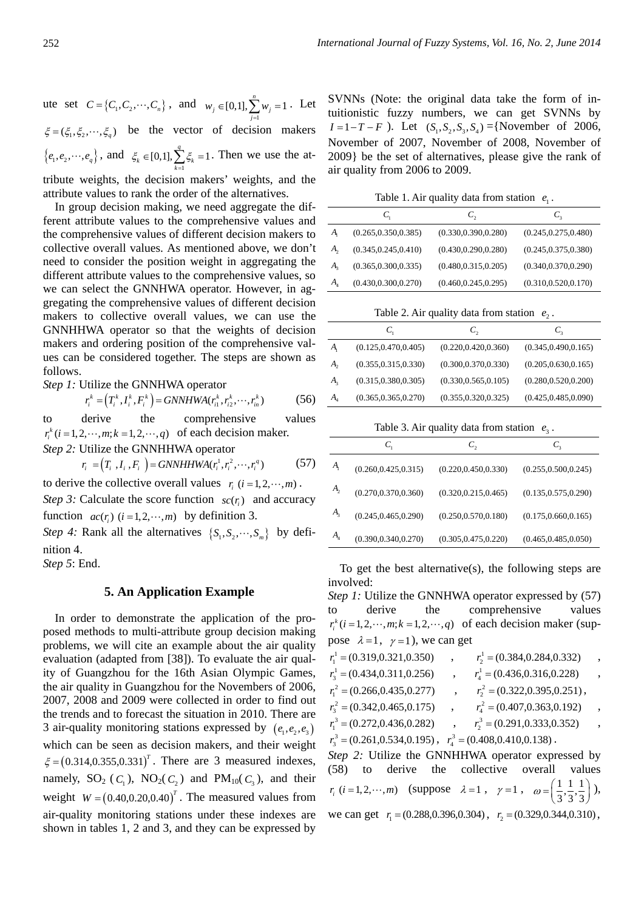ute set $C = \{C_1, C_2, \cdots, C_n\}$, and $w_j \in [0,1], \sum_{j=1}^{n} w_j = 1$. Let $\xi = (\xi_1, \xi_2, \cdots, \xi_q)$ be the vector of decision makers $\{e_1, e_2, \cdots, e_q\}$, and $\xi_k \in [0,1], \sum_{k=1}^{q} \xi_k = 1$. Then we use the attribute weights, the decision makers' weights, and the attribute values to rank the order of the alternatives.

In group decision making, we need aggregate the different attribute values to the comprehensive values and the comprehensive values of different decision makers to collective overall values. As mentioned above, we don't need to consider the position weight in aggregating the different attribute values to the comprehensive values, so we can select the GNNHWA operator. However, in aggregating the comprehensive values of different decision makers to collective overall values, we can use the GNNHHWA operator so that the weights of decision makers and ordering position of the comprehensive values can be considered together. The steps are shown as follows.

*Step 1:* Utilize the GNNHWA operator

$$r_i^k = (T_i^k, I_i^k, F_i^k) = GNNHWA(r_{i1}^k, r_{i2}^k, \cdots, r_{in}^k) \tag{56}$$

to derive the comprehensive values $r_i^k (i = 1, 2, \cdots, m; k = 1, 2, \cdots, q)$ of each decision maker.

*Step 2:* Utilize the GNNHHWA operator

$$r_i = (T_i, I_i, F_i) = GNNHHWA(r_i^1, r_i^2, \cdots, r_i^q) \tag{57}$$

to derive the collective overall values $r_i \ (i = 1, 2, \cdots, m)$.

*Step 3:* Calculate the score function $sc(r_i)$ and accuracy function $ac(r_i) \ (i = 1, 2, \cdots, m)$ by definition 3.

*Step 4:* Rank all the alternatives $\{S_1, S_2, \cdots, S_m\}$ by definition 4.

*Step 5*: End.

## 5. An Application Example

In order to demonstrate the application of the proposed methods to multi-attribute group decision making problems, we will cite an example about the air quality evaluation (adapted from [38]). To evaluate the air quality of Guangzhou for the 16th Asian Olympic Games, the air quality in Guangzhou for the Novembers of 2006, 2007, 2008 and 2009 were collected in order to find out the trends and to forecast the situation in 2010. There are 3 air-quality monitoring stations expressed by $(e_1, e_2, e_3)$ which can be seen as decision makers, and their weight $\xi = (0.314, 0.355, 0.331)^T$. There are 3 measured indexes, namely, $SO_2$ ($C_1$), $NO_2$($C_2$) and $PM_{10}$($C_3$), and their weight $W = (0.40, 0.20, 0.40)^T$. The measured values from air-quality monitoring stations under these indexes are shown in tables 1, 2 and 3, and they can be expressed by SVNNs (Note: the original data take the form of intuitionistic fuzzy numbers, we can get SVNNs by $I = 1 - T - F$). Let $(S_1, S_2, S_3, S_4)$ ={November of 2006, November of 2007, November of 2008, November of 2009} be the set of alternatives, please give the rank of air quality from 2006 to 2009.

Table 1. Air quality data from station $e_1$.

| | $C_1$ | $C_2$ | $C_3$ |
|---|---|---|---|
| $A_1$ | (0.265,0.350,0.385) | (0.330,0.390,0.280) | (0.245,0.275,0.480) |
| $A_2$ | (0.345,0.245,0.410) | (0.430,0.290,0.280) | (0.245,0.375,0.380) |
| $A_3$ | (0.365,0.300,0.335) | (0.480,0.315,0.205) | (0.340,0.370,0.290) |
| $A_4$ | (0.430,0.300,0.270) | (0.460,0.245,0.295) | (0.310,0.520,0.170) |

Table 2. Air quality data from station $e_2$.

| | $C_1$ | $C_2$ | $C_3$ |
|---|---|---|---|
| $A_1$ | (0.125,0.470,0.405) | (0.220,0.420,0.360) | (0.345,0.490,0.165) |
| $A_2$ | (0.355,0.315,0.330) | (0.300,0.370,0.330) | (0.205,0.630,0.165) |
| $A_3$ | (0.315,0.380,0.305) | (0.330,0.565,0.105) | (0.280,0.520,0.200) |
| $A_4$ | (0.365,0.365,0.270) | (0.355,0.320,0.325) | (0.425,0.485,0.090) |

Table 3. Air quality data from station $e_3$.

| | $C_1$ | $C_2$ | $C_3$ |
|---|---|---|---|
| $A_1$ | (0.260,0.425,0.315) | (0.220,0.450,0.330) | (0.255,0.500,0.245) |
| $A_2$ | (0.270,0.370,0.360) | (0.320,0.215,0.465) | (0.135,0.575,0.290) |
| $A_3$ | (0.245,0.465,0.290) | (0.250,0.570,0.180) | (0.175,0.660,0.165) |
| $A_4$ | (0.390,0.340,0.270) | (0.305,0.475,0.220) | (0.465,0.485,0.050) |

To get the best alternative(s), the following steps are involved:

*Step 1:* Utilize the GNNHWA operator expressed by (57) to derive the comprehensive values $r_i^k (i = 1, 2, \cdots, m; k = 1, 2, \cdots, q)$ of each decision maker (suppose $\lambda = 1$, $\gamma = 1$), we can get

$r_1^1 = (0.319, 0.321, 0.350)$, $r_2^1 = (0.384, 0.284, 0.332)$, $r_3^1 = (0.434, 0.311, 0.256)$, $r_4^1 = (0.436, 0.316, 0.228)$, $r_1^2 = (0.266, 0.435, 0.277)$, $r_2^2 = (0.322, 0.395, 0.251)$, $r_3^2 = (0.342, 0.465, 0.175)$, $r_4^2 = (0.407, 0.363, 0.192)$, $r_1^3 = (0.272, 0.436, 0.282)$, $r_2^3 = (0.291, 0.333, 0.352)$, $r_3^3 = (0.261, 0.534, 0.195)$, $r_4^3 = (0.408, 0.410, 0.138)$.

*Step 2:* Utilize the GNNHHWA operator expressed by (58) to derive the collective overall values $r_i \ (i = 1, 2, \cdots, m)$ (suppose $\lambda = 1$, $\gamma = 1$, $\omega = \left(\frac{1}{3}, \frac{1}{3}, \frac{1}{3}\right)$), we can get $r_1 = (0.288, 0.396, 0.304)$, $r_2 = (0.329, 0.344, 0.310)$,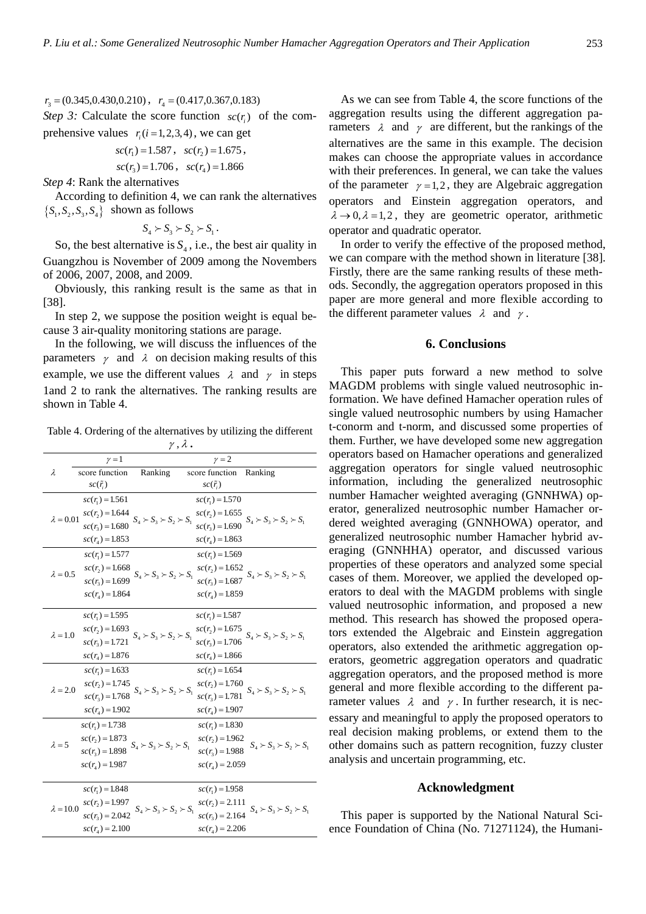$r_3 = (0.345, 0.430, 0.210)$ , $r_4 = (0.417, 0.367, 0.183)$

*Step 3:* Calculate the score function $sc(r_i)$ of the comprehensive values $r_i (i = 1,2,3,4)$, we can get

$$sc(r_1) = 1.587, \quad sc(r_2) = 1.675,$$

$$sc(r_3) = 1.706, \quad sc(r_4) = 1.866$$

*Step 4*: Rank the alternatives

According to definition 4, we can rank the alternatives $\{S_1, S_2, S_3, S_4\}$ shown as follows

$$S_4 \succ S_3 \succ S_2 \succ S_1.$$

So, the best alternative is $S_4$, i.e., the best air quality in Guangzhou is November of 2009 among the Novembers of 2006, 2007, 2008, and 2009.

Obviously, this ranking result is the same as that in [38].

In step 2, we suppose the position weight is equal because 3 air-quality monitoring stations are parage.

In the following, we will discuss the influences of the parameters $\gamma$ and $\lambda$ on decision making results of this example, we use the different values $\lambda$ and $\gamma$ in steps 1and 2 to rank the alternatives. The ranking results are shown in Table 4.

Table 4. Ordering of the alternatives by utilizing the different $\gamma, \lambda$.

| $\lambda$ | $\gamma = 1$ | | $\gamma = 2$ | |
|---|---|---|---|---|
| | score function $sc(\tilde{r}_i)$ | Ranking | score function $sc(\tilde{r}_i)$ | Ranking |
| $\lambda = 0.01$ | $sc(r_1) = 1.561$<br>$sc(r_2) = 1.644$<br>$sc(r_3) = 1.680$<br>$sc(r_4) = 1.853$ | $S_4 \succ S_3 \succ S_2 \succ S_1$ | $sc(r_1) = 1.570$<br>$sc(r_2) = 1.655$<br>$sc(r_3) = 1.690$<br>$sc(r_4) = 1.863$ | $S_4 \succ S_3 \succ S_2 \succ S_1$ |
| $\lambda = 0.5$ | $sc(r_1) = 1.577$<br>$sc(r_2) = 1.668$<br>$sc(r_3) = 1.699$<br>$sc(r_4) = 1.864$ | $S_4 \succ S_3 \succ S_2 \succ S_1$ | $sc(r_1) = 1.569$<br>$sc(r_2) = 1.652$<br>$sc(r_3) = 1.687$<br>$sc(r_4) = 1.859$ | $S_4 \succ S_3 \succ S_2 \succ S_1$ |
| $\lambda = 1.0$ | $sc(r_1) = 1.595$<br>$sc(r_2) = 1.693$<br>$sc(r_3) = 1.721$<br>$sc(r_4) = 1.876$ | $S_4 \succ S_3 \succ S_2 \succ S_1$ | $sc(r_1) = 1.587$<br>$sc(r_2) = 1.675$<br>$sc(r_3) = 1.706$<br>$sc(r_4) = 1.866$ | $S_4 \succ S_3 \succ S_2 \succ S_1$ |
| $\lambda = 2.0$ | $sc(r_1) = 1.633$<br>$sc(r_2) = 1.745$<br>$sc(r_3) = 1.768$<br>$sc(r_4) = 1.902$ | $S_4 \succ S_3 \succ S_2 \succ S_1$ | $sc(r_1) = 1.654$<br>$sc(r_2) = 1.760$<br>$sc(r_3) = 1.781$<br>$sc(r_4) = 1.907$ | $S_4 \succ S_3 \succ S_2 \succ S_1$ |
| $\lambda = 5$ | $sc(r_1) = 1.738$<br>$sc(r_2) = 1.873$<br>$sc(r_3) = 1.898$<br>$sc(r_4) = 1.987$ | $S_4 \succ S_3 \succ S_2 \succ S_1$ | $sc(r_1) = 1.830$<br>$sc(r_2) = 1.962$<br>$sc(r_3) = 1.988$<br>$sc(r_4) = 2.059$ | $S_4 \succ S_3 \succ S_2 \succ S_1$ |
| $\lambda = 10.0$ | $sc(r_1) = 1.848$<br>$sc(r_2) = 1.997$<br>$sc(r_3) = 2.042$<br>$sc(r_4) = 2.100$ | $S_4 \succ S_3 \succ S_2 \succ S_1$ | $sc(r_1) = 1.958$<br>$sc(r_2) = 2.111$<br>$sc(r_3) = 2.164$<br>$sc(r_4) = 2.206$ | $S_4 \succ S_3 \succ S_2 \succ S_1$ |

As we can see from Table 4, the score functions of the aggregation results using the different aggregation parameters $\lambda$ and $\gamma$ are different, but the rankings of the alternatives are the same in this example. The decision makes can choose the appropriate values in accordance with their preferences. In general, we can take the values of the parameter $\gamma = 1, 2$, they are Algebraic aggregation operators and Einstein aggregation operators, and $\lambda \to 0, \lambda = 1, 2$, they are geometric operator, arithmetic operator and quadratic operator.

In order to verify the effective of the proposed method, we can compare with the method shown in literature [38]. Firstly, there are the same ranking results of these methods. Secondly, the aggregation operators proposed in this paper are more general and more flexible according to the different parameter values $\lambda$ and $\gamma$.

## 6. Conclusions

This paper puts forward a new method to solve MAGDM problems with single valued neutrosophic information. We have defined Hamacher operation rules of single valued neutrosophic numbers by using Hamacher t-conorm and t-norm, and discussed some properties of them. Further, we have developed some new aggregation operators based on Hamacher operations and generalized aggregation operators for single valued neutrosophic information, including the generalized neutrosophic number Hamacher weighted averaging (GNNHWA) operator, generalized neutrosophic number Hamacher ordered weighted averaging (GNNHOWA) operator, and generalized neutrosophic number Hamacher hybrid averaging (GNNHHA) operator, and discussed various properties of these operators and analyzed some special cases of them. Moreover, we applied the developed operators to deal with the MAGDM problems with single valued neutrosophic information, and proposed a new method. This research has showed the proposed operators extended the Algebraic and Einstein aggregation operators, also extended the arithmetic aggregation operators, geometric aggregation operators and quadratic aggregation operators, and the proposed method is more general and more flexible according to the different parameter values $\lambda$ and $\gamma$. In further research, it is necessary and meaningful to apply the proposed operators to real decision making problems, or extend them to the other domains such as pattern recognition, fuzzy cluster analysis and uncertain programming, etc.

## Acknowledgment

This paper is supported by the National Natural Science Foundation of China (No. 71271124), the Humani-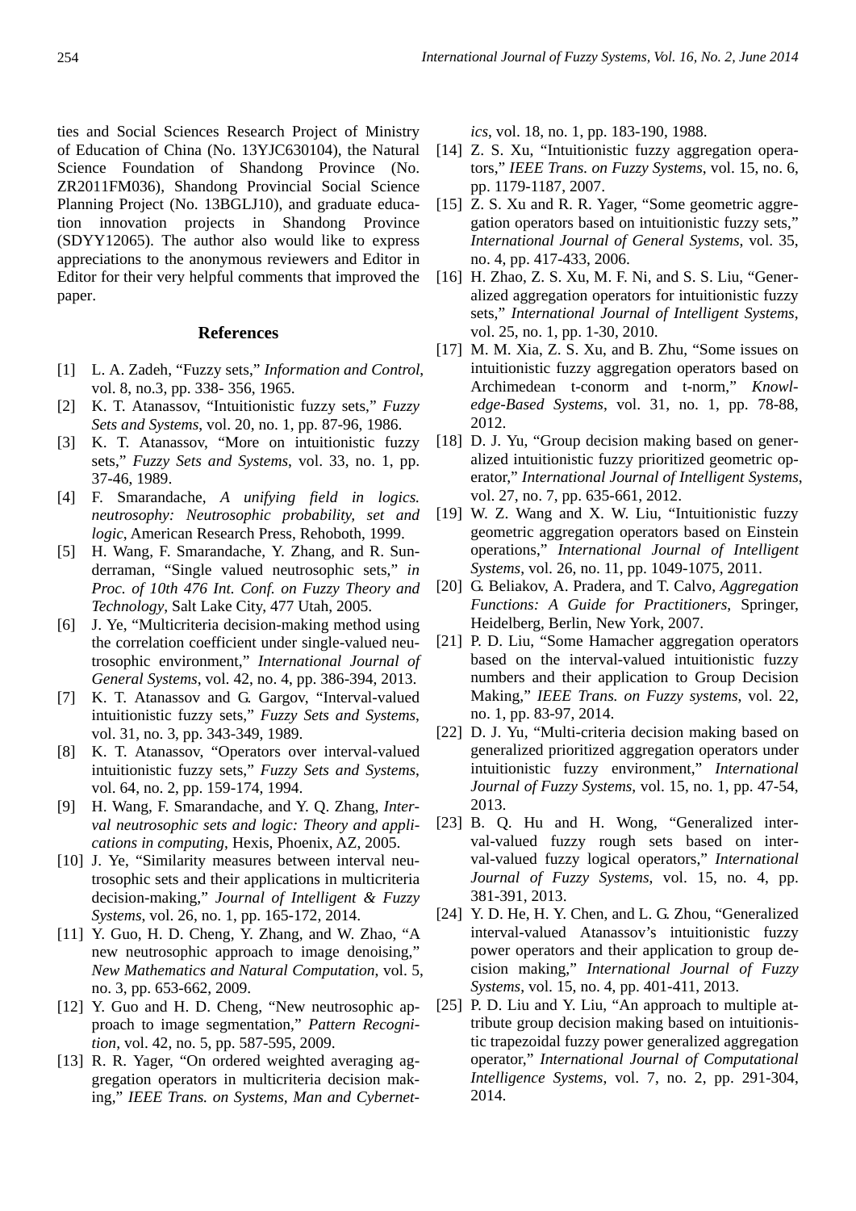ties and Social Sciences Research Project of Ministry of Education of China (No. 13YJC630104), the Natural Science Foundation of Shandong Province (No. ZR2011FM036), Shandong Provincial Social Science Planning Project (No. 13BGLJ10), and graduate education innovation projects in Shandong Province (SDYY12065). The author also would like to express appreciations to the anonymous reviewers and Editor in Editor for their very helpful comments that improved the paper.

## References

[1] L. A. Zadeh, "Fuzzy sets," *Information and Control*, vol. 8, no.3, pp. 338- 356, 1965.

[2] K. T. Atanassov, "Intuitionistic fuzzy sets," *Fuzzy Sets and Systems*, vol. 20, no. 1, pp. 87-96, 1986.

[3] K. T. Atanassov, "More on intuitionistic fuzzy sets," *Fuzzy Sets and Systems*, vol. 33, no. 1, pp. 37-46, 1989.

[4] F. Smarandache, *A unifying field in logics. neutrosophy: Neutrosophic probability, set and logic*, American Research Press, Rehoboth, 1999.

[5] H. Wang, F. Smarandache, Y. Zhang, and R. Sunderraman, "Single valued neutrosophic sets," *in Proc. of 10th 476 Int. Conf. on Fuzzy Theory and Technology*, Salt Lake City, 477 Utah, 2005.

[6] J. Ye, "Multicriteria decision-making method using the correlation coefficient under single-valued neutrosophic environment," *International Journal of General Systems*, vol. 42, no. 4, pp. 386-394, 2013.

[7] K. T. Atanassov and G. Gargov, "Interval-valued intuitionistic fuzzy sets," *Fuzzy Sets and Systems*, vol. 31, no. 3, pp. 343-349, 1989.

[8] K. T. Atanassov, "Operators over interval-valued intuitionistic fuzzy sets," *Fuzzy Sets and Systems*, vol. 64, no. 2, pp. 159-174, 1994.

[9] H. Wang, F. Smarandache, and Y. Q. Zhang, *Interval neutrosophic sets and logic: Theory and applications in computing*, Hexis, Phoenix, AZ, 2005.

[10] J. Ye, "Similarity measures between interval neutrosophic sets and their applications in multicriteria decision-making," *Journal of Intelligent & Fuzzy Systems*, vol. 26, no. 1, pp. 165-172, 2014.

[11] Y. Guo, H. D. Cheng, Y. Zhang, and W. Zhao, "A new neutrosophic approach to image denoising," *New Mathematics and Natural Computation*, vol. 5, no. 3, pp. 653-662, 2009.

[12] Y. Guo and H. D. Cheng, "New neutrosophic approach to image segmentation," *Pattern Recognition*, vol. 42, no. 5, pp. 587-595, 2009.

[13] R. R. Yager, "On ordered weighted averaging aggregation operators in multicriteria decision making," *IEEE Trans. on Systems, Man and Cybernetics*, vol. 18, no. 1, pp. 183-190, 1988.

[14] Z. S. Xu, "Intuitionistic fuzzy aggregation operators," *IEEE Trans. on Fuzzy Systems*, vol. 15, no. 6, pp. 1179-1187, 2007.

[15] Z. S. Xu and R. R. Yager, "Some geometric aggregation operators based on intuitionistic fuzzy sets," *International Journal of General Systems*, vol. 35, no. 4, pp. 417-433, 2006.

[16] H. Zhao, Z. S. Xu, M. F. Ni, and S. S. Liu, "Generalized aggregation operators for intuitionistic fuzzy sets," *International Journal of Intelligent Systems*, vol. 25, no. 1, pp. 1-30, 2010.

[17] M. M. Xia, Z. S. Xu, and B. Zhu, "Some issues on intuitionistic fuzzy aggregation operators based on Archimedean t-conorm and t-norm," *Knowledge-Based Systems*, vol. 31, no. 1, pp. 78-88, 2012.

[18] D. J. Yu, "Group decision making based on generalized intuitionistic fuzzy prioritized geometric operator," *International Journal of Intelligent Systems*, vol. 27, no. 7, pp. 635-661, 2012.

[19] W. Z. Wang and X. W. Liu, "Intuitionistic fuzzy geometric aggregation operators based on Einstein operations," *International Journal of Intelligent Systems*, vol. 26, no. 11, pp. 1049-1075, 2011.

[20] G. Beliakov, A. Pradera, and T. Calvo, *Aggregation Functions: A Guide for Practitioners*, Springer, Heidelberg, Berlin, New York, 2007.

[21] P. D. Liu, "Some Hamacher aggregation operators based on the interval-valued intuitionistic fuzzy numbers and their application to Group Decision Making," *IEEE Trans. on Fuzzy systems*, vol. 22, no. 1, pp. 83-97, 2014.

[22] D. J. Yu, "Multi-criteria decision making based on generalized prioritized aggregation operators under intuitionistic fuzzy environment," *International Journal of Fuzzy Systems*, vol. 15, no. 1, pp. 47-54, 2013.

[23] B. Q. Hu and H. Wong, "Generalized interval-valued fuzzy rough sets based on interval-valued fuzzy logical operators," *International Journal of Fuzzy Systems*, vol. 15, no. 4, pp. 381-391, 2013.

[24] Y. D. He, H. Y. Chen, and L. G. Zhou, "Generalized interval-valued Atanassov's intuitionistic fuzzy power operators and their application to group decision making," *International Journal of Fuzzy Systems*, vol. 15, no. 4, pp. 401-411, 2013.

[25] P. D. Liu and Y. Liu, "An approach to multiple attribute group decision making based on intuitionistic trapezoidal fuzzy power generalized aggregation operator," *International Journal of Computational Intelligence Systems*, vol. 7, no. 2, pp. 291-304, 2014.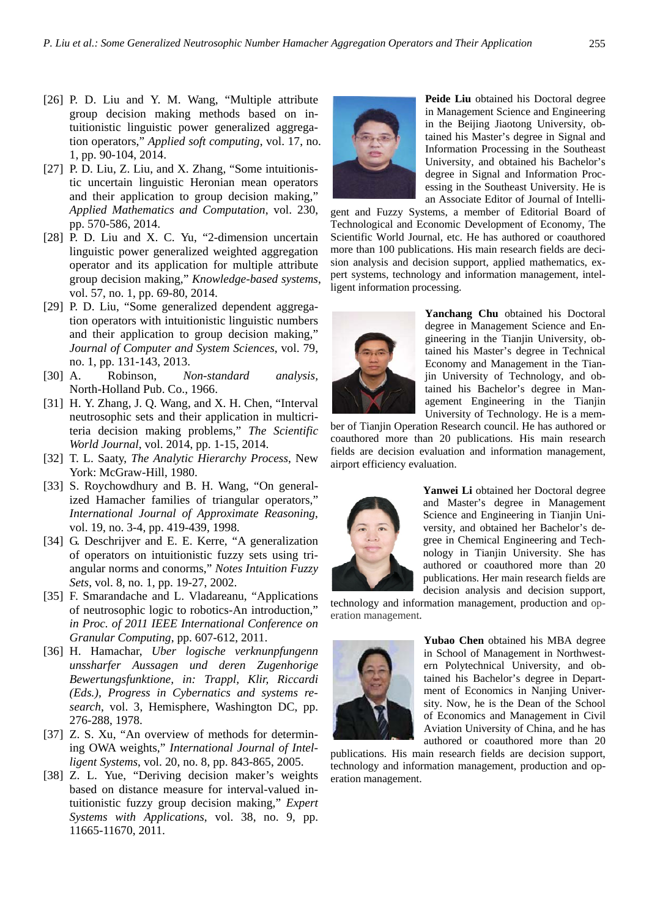[26] P. D. Liu and Y. M. Wang, "Multiple attribute group decision making methods based on intuitionistic linguistic power generalized aggregation operators," *Applied soft computing*, vol. 17, no. 1, pp. 90-104, 2014.

[27] P. D. Liu, Z. Liu, and X. Zhang, "Some intuitionistic uncertain linguistic Heronian mean operators and their application to group decision making," *Applied Mathematics and Computation*, vol. 230, pp. 570-586, 2014.

[28] P. D. Liu and X. C. Yu, "2-dimension uncertain linguistic power generalized weighted aggregation operator and its application for multiple attribute group decision making," *Knowledge-based systems*, vol. 57, no. 1, pp. 69-80, 2014.

[29] P. D. Liu, "Some generalized dependent aggregation operators with intuitionistic linguistic numbers and their application to group decision making," *Journal of Computer and System Sciences*, vol. 79, no. 1, pp. 131-143, 2013.

[30] A. Robinson, *Non-standard analysis*, North-Holland Pub. Co., 1966.

[31] H. Y. Zhang, J. Q. Wang, and X. H. Chen, "Interval neutrosophic sets and their application in multicriteria decision making problems," *The Scientific World Journal*, vol. 2014, pp. 1-15, 2014.

[32] T. L. Saaty, *The Analytic Hierarchy Process*, New York: McGraw-Hill, 1980.

[33] S. Roychowdhury and B. H. Wang, "On generalized Hamacher families of triangular operators," *International Journal of Approximate Reasoning*, vol. 19, no. 3-4, pp. 419-439, 1998.

[34] G. Deschrijver and E. E. Kerre, "A generalization of operators on intuitionistic fuzzy sets using triangular norms and conorms," *Notes Intuition Fuzzy Sets*, vol. 8, no. 1, pp. 19-27, 2002.

[35] F. Smarandache and L. Vladareanu, "Applications of neutrosophic logic to robotics-An introduction," *in Proc. of 2011 IEEE International Conference on Granular Computing*, pp. 607-612, 2011.

[36] H. Hamachar, *Uber logische verknunpfungenn unssharfer Aussagen und deren Zugenhorige Bewertungsfunktione, in: Trappl, Klir, Riccardi (Eds.), Progress in Cybernatics and systems research*, vol. 3, Hemisphere, Washington DC, pp. 276-288, 1978.

[37] Z. S. Xu, "An overview of methods for determining OWA weights," *International Journal of Intelligent Systems*, vol. 20, no. 8, pp. 843-865, 2005.

[38] Z. L. Yue, "Deriving decision maker's weights based on distance measure for interval-valued intuitionistic fuzzy group decision making," *Expert Systems with Applications*, vol. 38, no. 9, pp. 11665-11670, 2011.

**Peide Liu** obtained his Doctoral degree in Management Science and Engineering in the Beijing Jiaotong University, obtained his Master's degree in Signal and Information Processing in the Southeast University, and obtained his Bachelor's degree in Signal and Information Processing in the Southeast University. He is an Associate Editor of Journal of Intelligent and Fuzzy Systems, a member of Editorial Board of Technological and Economic Development of Economy, The Scientific World Journal, etc. He has authored or coauthored more than 100 publications. His main research fields are decision analysis and decision support, applied mathematics, expert systems, technology and information management, intelligent information processing.

**Yanchang Chu** obtained his Doctoral degree in Management Science and Engineering in the Tianjin University, obtained his Master's degree in Technical Economy and Management in the Tianjin University of Technology, and obtained his Bachelor's degree in Management Engineering in the Tianjin University of Technology. He is a member of Tianjin Operation Research council. He has authored or coauthored more than 20 publications. His main research fields are decision evaluation and information management, airport efficiency evaluation.

**Yanwei Li** obtained her Doctoral degree and Master's degree in Management Science and Engineering in Tianjin University, and obtained her Bachelor's degree in Chemical Engineering and Technology in Tianjin University. She has authored or coauthored more than 20 publications. Her main research fields are decision analysis and decision support, technology and information management, production and operation management.

**Yubao Chen** obtained his MBA degree in School of Management in Northwestern Polytechnical University, and obtained his Bachelor's degree in Department of Economics in Nanjing University. Now, he is the Dean of the School of Economics and Management in Civil Aviation University of China, and he has authored or coauthored more than 20 publications. His main research fields are decision support, technology and information management, production and operation management.